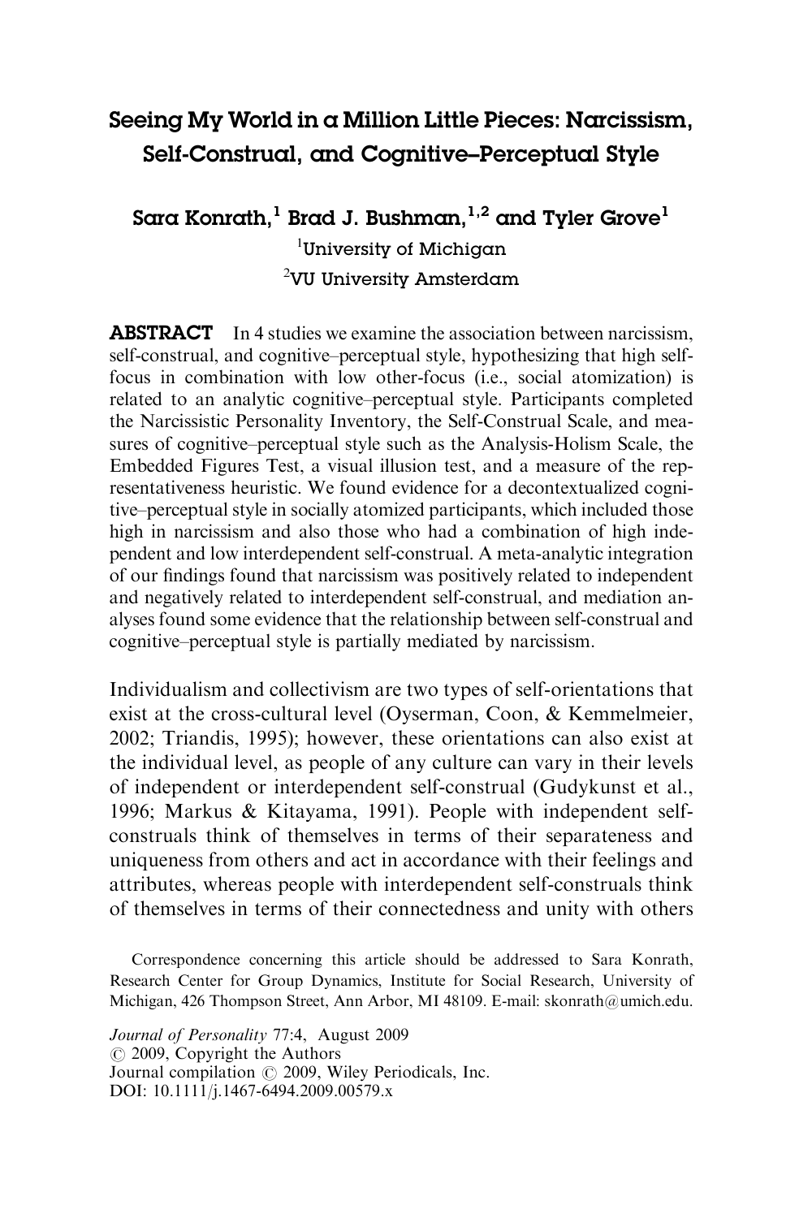# Seeing My World in a Million Little Pieces: Narcissism, Self-Construal, and Cognitive–Perceptual Style

**Sara Konrath,[1] Brad J. Bushman,[1,2] and Tyler Grove[1]**

[1]University of Michigan

[2]VU University Amsterdam

**ABSTRACT** In 4 studies we examine the association between narcissism, self-construal, and cognitive–perceptual style, hypothesizing that high self-focus in combination with low other-focus (i.e., social atomization) is related to an analytic cognitive–perceptual style. Participants completed the Narcissistic Personality Inventory, the Self-Construal Scale, and measures of cognitive–perceptual style such as the Analysis-Holism Scale, the Embedded Figures Test, a visual illusion test, and a measure of the representativeness heuristic. We found evidence for a decontextualized cognitive–perceptual style in socially atomized participants, which included those high in narcissism and also those who had a combination of high independent and low interdependent self-construal. A meta-analytic integration of our findings found that narcissism was positively related to independent and negatively related to interdependent self-construal, and mediation analyses found some evidence that the relationship between self-construal and cognitive–perceptual style is partially mediated by narcissism.

Individualism and collectivism are two types of self-orientations that exist at the cross-cultural level (Oyserman, Coon, & Kemmelmeier, 2002; Triandis, 1995); however, these orientations can also exist at the individual level, as people of any culture can vary in their levels of independent or interdependent self-construal (Gudykunst et al., 1996; Markus & Kitayama, 1991). People with independent self-construals think of themselves in terms of their separateness and uniqueness from others and act in accordance with their feelings and attributes, whereas people with interdependent self-construals think of themselves in terms of their connectedness and unity with others

Correspondence concerning this article should be addressed to Sara Konrath, Research Center for Group Dynamics, Institute for Social Research, University of Michigan, 426 Thompson Street, Ann Arbor, MI 48109. E-mail: skonrath@umich.edu.

*Journal of Personality* 77:4, August 2009
© 2009, Copyright the Authors
Journal compilation © 2009, Wiley Periodicals, Inc.
DOI: 10.1111/j.1467-6494.2009.00579.x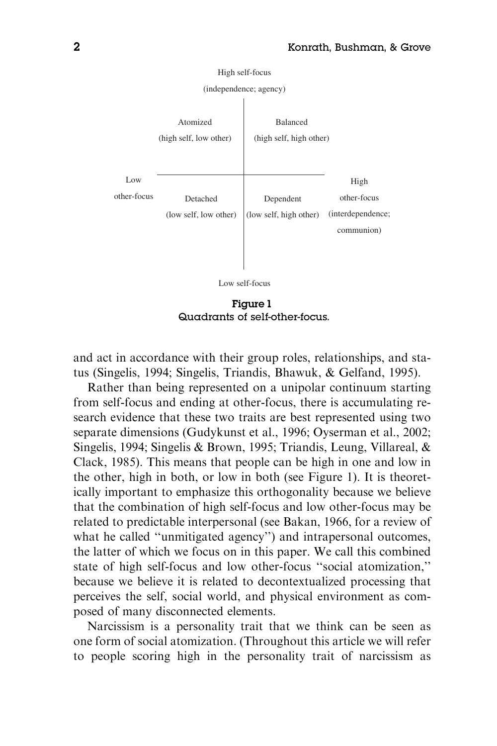High self-focus

(independence; agency)

| | Low self-focus side | High self-focus side |
|---|---|---|
| **High self-focus** | Atomized (high self, low other) | Balanced (high self, high other) |
| **Low self-focus** | Detached (low self, low other) | Dependent (low self, high other) |

Low other-focus — High other-focus (interdependence; communion)

Low self-focus

**Figure 1**
Quadrants of self-other-focus.

and act in accordance with their group roles, relationships, and status (Singelis, 1994; Singelis, Triandis, Bhawuk, & Gelfand, 1995).

Rather than being represented on a unipolar continuum starting from self-focus and ending at other-focus, there is accumulating research evidence that these two traits are best represented using two separate dimensions (Gudykunst et al., 1996; Oyserman et al., 2002; Singelis, 1994; Singelis & Brown, 1995; Triandis, Leung, Villareal, & Clack, 1985). This means that people can be high in one and low in the other, high in both, or low in both (see Figure 1). It is theoretically important to emphasize this orthogonality because we believe that the combination of high self-focus and low other-focus may be related to predictable interpersonal (see Bakan, 1966, for a review of what he called ''unmitigated agency'') and intrapersonal outcomes, the latter of which we focus on in this paper. We call this combined state of high self-focus and low other-focus ''social atomization,'' because we believe it is related to decontextualized processing that perceives the self, social world, and physical environment as composed of many disconnected elements.

Narcissism is a personality trait that we think can be seen as one form of social atomization. (Throughout this article we will refer to people scoring high in the personality trait of narcissism as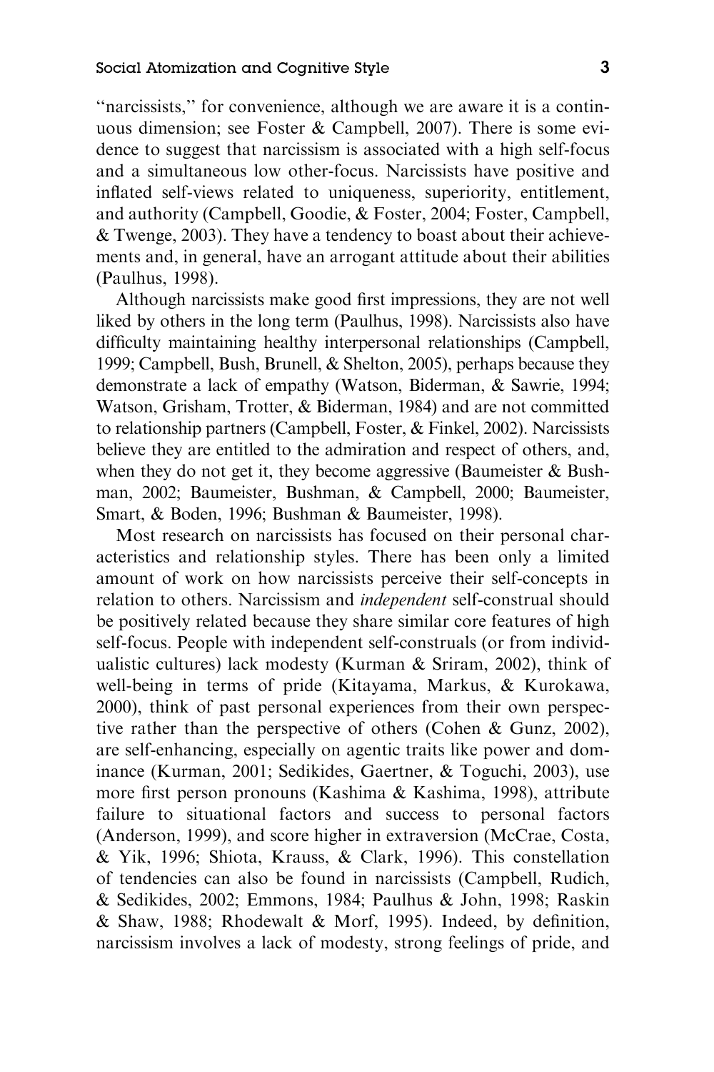"narcissists," for convenience, although we are aware it is a continuous dimension; see Foster & Campbell, 2007). There is some evidence to suggest that narcissism is associated with a high self-focus and a simultaneous low other-focus. Narcissists have positive and inflated self-views related to uniqueness, superiority, entitlement, and authority (Campbell, Goodie, & Foster, 2004; Foster, Campbell, & Twenge, 2003). They have a tendency to boast about their achievements and, in general, have an arrogant attitude about their abilities (Paulhus, 1998).

Although narcissists make good first impressions, they are not well liked by others in the long term (Paulhus, 1998). Narcissists also have difficulty maintaining healthy interpersonal relationships (Campbell, 1999; Campbell, Bush, Brunell, & Shelton, 2005), perhaps because they demonstrate a lack of empathy (Watson, Biderman, & Sawrie, 1994; Watson, Grisham, Trotter, & Biderman, 1984) and are not committed to relationship partners (Campbell, Foster, & Finkel, 2002). Narcissists believe they are entitled to the admiration and respect of others, and, when they do not get it, they become aggressive (Baumeister & Bushman, 2002; Baumeister, Bushman, & Campbell, 2000; Baumeister, Smart, & Boden, 1996; Bushman & Baumeister, 1998).

Most research on narcissists has focused on their personal characteristics and relationship styles. There has been only a limited amount of work on how narcissists perceive their self-concepts in relation to others. Narcissism and *independent* self-construal should be positively related because they share similar core features of high self-focus. People with independent self-construals (or from individualistic cultures) lack modesty (Kurman & Sriram, 2002), think of well-being in terms of pride (Kitayama, Markus, & Kurokawa, 2000), think of past personal experiences from their own perspective rather than the perspective of others (Cohen & Gunz, 2002), are self-enhancing, especially on agentic traits like power and dominance (Kurman, 2001; Sedikides, Gaertner, & Toguchi, 2003), use more first person pronouns (Kashima & Kashima, 1998), attribute failure to situational factors and success to personal factors (Anderson, 1999), and score higher in extraversion (McCrae, Costa, & Yik, 1996; Shiota, Krauss, & Clark, 1996). This constellation of tendencies can also be found in narcissists (Campbell, Rudich, & Sedikides, 2002; Emmons, 1984; Paulhus & John, 1998; Raskin & Shaw, 1988; Rhodewalt & Morf, 1995). Indeed, by definition, narcissism involves a lack of modesty, strong feelings of pride, and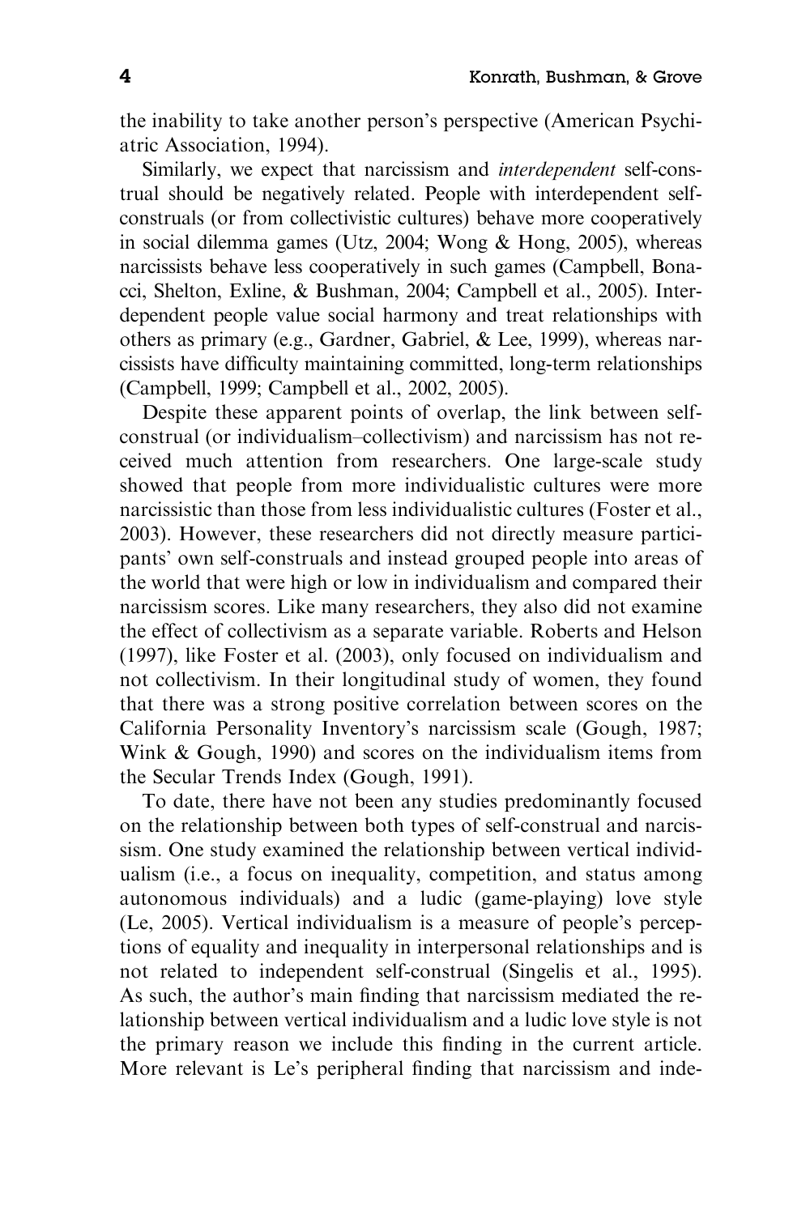the inability to take another person's perspective (American Psychiatric Association, 1994).

Similarly, we expect that narcissism and *interdependent* self-construal should be negatively related. People with interdependent self-construals (or from collectivistic cultures) behave more cooperatively in social dilemma games (Utz, 2004; Wong & Hong, 2005), whereas narcissists behave less cooperatively in such games (Campbell, Bonacci, Shelton, Exline, & Bushman, 2004; Campbell et al., 2005). Interdependent people value social harmony and treat relationships with others as primary (e.g., Gardner, Gabriel, & Lee, 1999), whereas narcissists have difficulty maintaining committed, long-term relationships (Campbell, 1999; Campbell et al., 2002, 2005).

Despite these apparent points of overlap, the link between self-construal (or individualism–collectivism) and narcissism has not received much attention from researchers. One large-scale study showed that people from more individualistic cultures were more narcissistic than those from less individualistic cultures (Foster et al., 2003). However, these researchers did not directly measure participants' own self-construals and instead grouped people into areas of the world that were high or low in individualism and compared their narcissism scores. Like many researchers, they also did not examine the effect of collectivism as a separate variable. Roberts and Helson (1997), like Foster et al. (2003), only focused on individualism and not collectivism. In their longitudinal study of women, they found that there was a strong positive correlation between scores on the California Personality Inventory's narcissism scale (Gough, 1987; Wink & Gough, 1990) and scores on the individualism items from the Secular Trends Index (Gough, 1991).

To date, there have not been any studies predominantly focused on the relationship between both types of self-construal and narcissism. One study examined the relationship between vertical individualism (i.e., a focus on inequality, competition, and status among autonomous individuals) and a ludic (game-playing) love style (Le, 2005). Vertical individualism is a measure of people's perceptions of equality and inequality in interpersonal relationships and is not related to independent self-construal (Singelis et al., 1995). As such, the author's main finding that narcissism mediated the relationship between vertical individualism and a ludic love style is not the primary reason we include this finding in the current article. More relevant is Le's peripheral finding that narcissism and inde-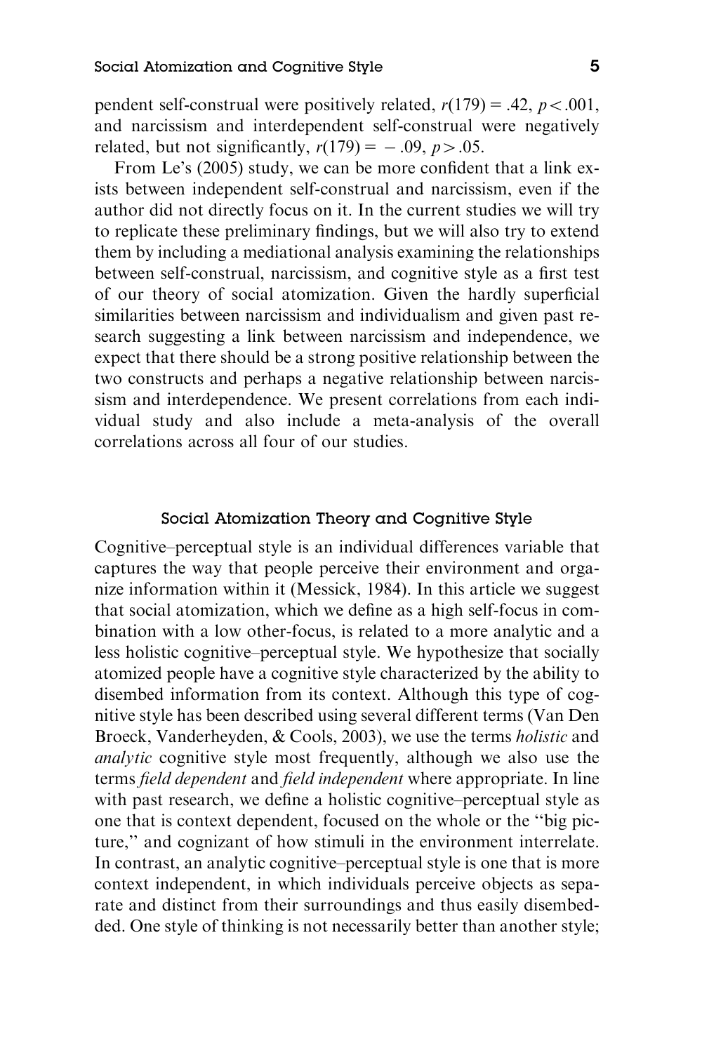pendent self-construal were positively related, $r(179) = .42$, $p < .001$, and narcissism and interdependent self-construal were negatively related, but not significantly, $r(179) = -.09$, $p > .05$.

From Le's (2005) study, we can be more confident that a link exists between independent self-construal and narcissism, even if the author did not directly focus on it. In the current studies we will try to replicate these preliminary findings, but we will also try to extend them by including a mediational analysis examining the relationships between self-construal, narcissism, and cognitive style as a first test of our theory of social atomization. Given the hardly superficial similarities between narcissism and individualism and given past research suggesting a link between narcissism and independence, we expect that there should be a strong positive relationship between the two constructs and perhaps a negative relationship between narcissism and interdependence. We present correlations from each individual study and also include a meta-analysis of the overall correlations across all four of our studies.

## Social Atomization Theory and Cognitive Style

Cognitive–perceptual style is an individual differences variable that captures the way that people perceive their environment and organize information within it (Messick, 1984). In this article we suggest that social atomization, which we define as a high self-focus in combination with a low other-focus, is related to a more analytic and a less holistic cognitive–perceptual style. We hypothesize that socially atomized people have a cognitive style characterized by the ability to disembed information from its context. Although this type of cognitive style has been described using several different terms (Van Den Broeck, Vanderheyden, & Cools, 2003), we use the terms *holistic* and *analytic* cognitive style most frequently, although we also use the terms *field dependent* and *field independent* where appropriate. In line with past research, we define a holistic cognitive–perceptual style as one that is context dependent, focused on the whole or the "big picture," and cognizant of how stimuli in the environment interrelate. In contrast, an analytic cognitive–perceptual style is one that is more context independent, in which individuals perceive objects as separate and distinct from their surroundings and thus easily disembedded. One style of thinking is not necessarily better than another style;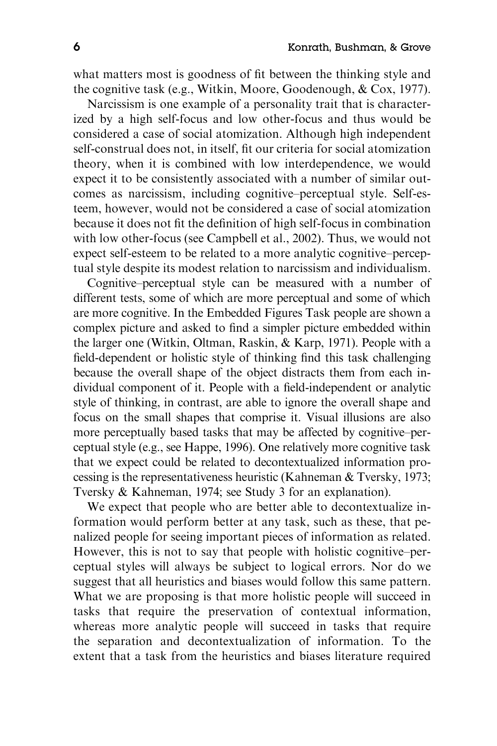what matters most is goodness of fit between the thinking style and the cognitive task (e.g., Witkin, Moore, Goodenough, & Cox, 1977).

Narcissism is one example of a personality trait that is characterized by a high self-focus and low other-focus and thus would be considered a case of social atomization. Although high independent self-construal does not, in itself, fit our criteria for social atomization theory, when it is combined with low interdependence, we would expect it to be consistently associated with a number of similar outcomes as narcissism, including cognitive–perceptual style. Self-esteem, however, would not be considered a case of social atomization because it does not fit the definition of high self-focus in combination with low other-focus (see Campbell et al., 2002). Thus, we would not expect self-esteem to be related to a more analytic cognitive–perceptual style despite its modest relation to narcissism and individualism.

Cognitive–perceptual style can be measured with a number of different tests, some of which are more perceptual and some of which are more cognitive. In the Embedded Figures Task people are shown a complex picture and asked to find a simpler picture embedded within the larger one (Witkin, Oltman, Raskin, & Karp, 1971). People with a field-dependent or holistic style of thinking find this task challenging because the overall shape of the object distracts them from each individual component of it. People with a field-independent or analytic style of thinking, in contrast, are able to ignore the overall shape and focus on the small shapes that comprise it. Visual illusions are also more perceptually based tasks that may be affected by cognitive–perceptual style (e.g., see Happe, 1996). One relatively more cognitive task that we expect could be related to decontextualized information processing is the representativeness heuristic (Kahneman & Tversky, 1973; Tversky & Kahneman, 1974; see Study 3 for an explanation).

We expect that people who are better able to decontextualize information would perform better at any task, such as these, that penalized people for seeing important pieces of information as related. However, this is not to say that people with holistic cognitive–perceptual styles will always be subject to logical errors. Nor do we suggest that all heuristics and biases would follow this same pattern. What we are proposing is that more holistic people will succeed in tasks that require the preservation of contextual information, whereas more analytic people will succeed in tasks that require the separation and decontextualization of information. To the extent that a task from the heuristics and biases literature required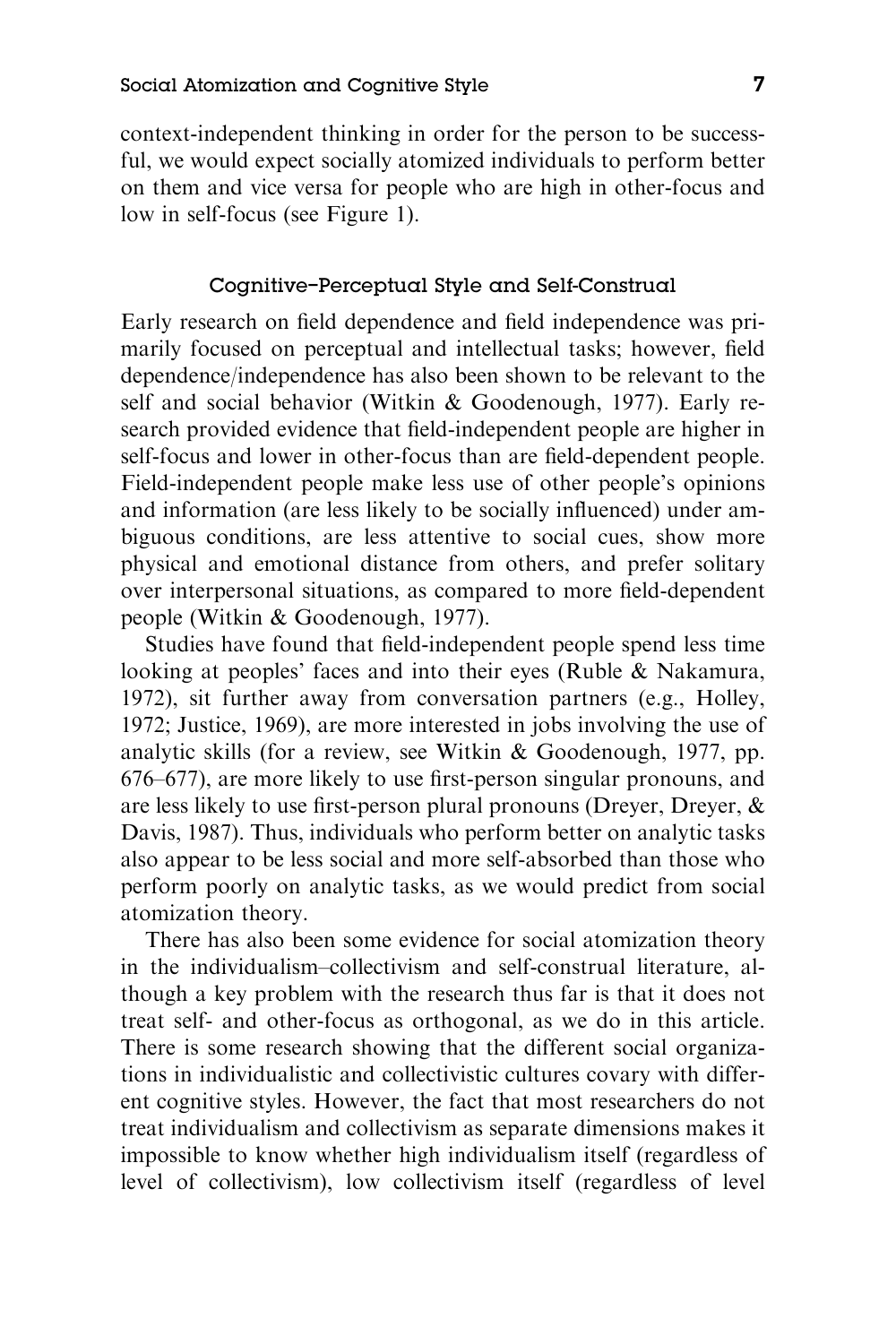context-independent thinking in order for the person to be successful, we would expect socially atomized individuals to perform better on them and vice versa for people who are high in other-focus and low in self-focus (see Figure 1).

### Cognitive–Perceptual Style and Self-Construal

Early research on field dependence and field independence was primarily focused on perceptual and intellectual tasks; however, field dependence/independence has also been shown to be relevant to the self and social behavior (Witkin & Goodenough, 1977). Early research provided evidence that field-independent people are higher in self-focus and lower in other-focus than are field-dependent people. Field-independent people make less use of other people's opinions and information (are less likely to be socially influenced) under ambiguous conditions, are less attentive to social cues, show more physical and emotional distance from others, and prefer solitary over interpersonal situations, as compared to more field-dependent people (Witkin & Goodenough, 1977).

Studies have found that field-independent people spend less time looking at peoples' faces and into their eyes (Ruble & Nakamura, 1972), sit further away from conversation partners (e.g., Holley, 1972; Justice, 1969), are more interested in jobs involving the use of analytic skills (for a review, see Witkin & Goodenough, 1977, pp. 676–677), are more likely to use first-person singular pronouns, and are less likely to use first-person plural pronouns (Dreyer, Dreyer, & Davis, 1987). Thus, individuals who perform better on analytic tasks also appear to be less social and more self-absorbed than those who perform poorly on analytic tasks, as we would predict from social atomization theory.

There has also been some evidence for social atomization theory in the individualism–collectivism and self-construal literature, although a key problem with the research thus far is that it does not treat self- and other-focus as orthogonal, as we do in this article. There is some research showing that the different social organizations in individualistic and collectivistic cultures covary with different cognitive styles. However, the fact that most researchers do not treat individualism and collectivism as separate dimensions makes it impossible to know whether high individualism itself (regardless of level of collectivism), low collectivism itself (regardless of level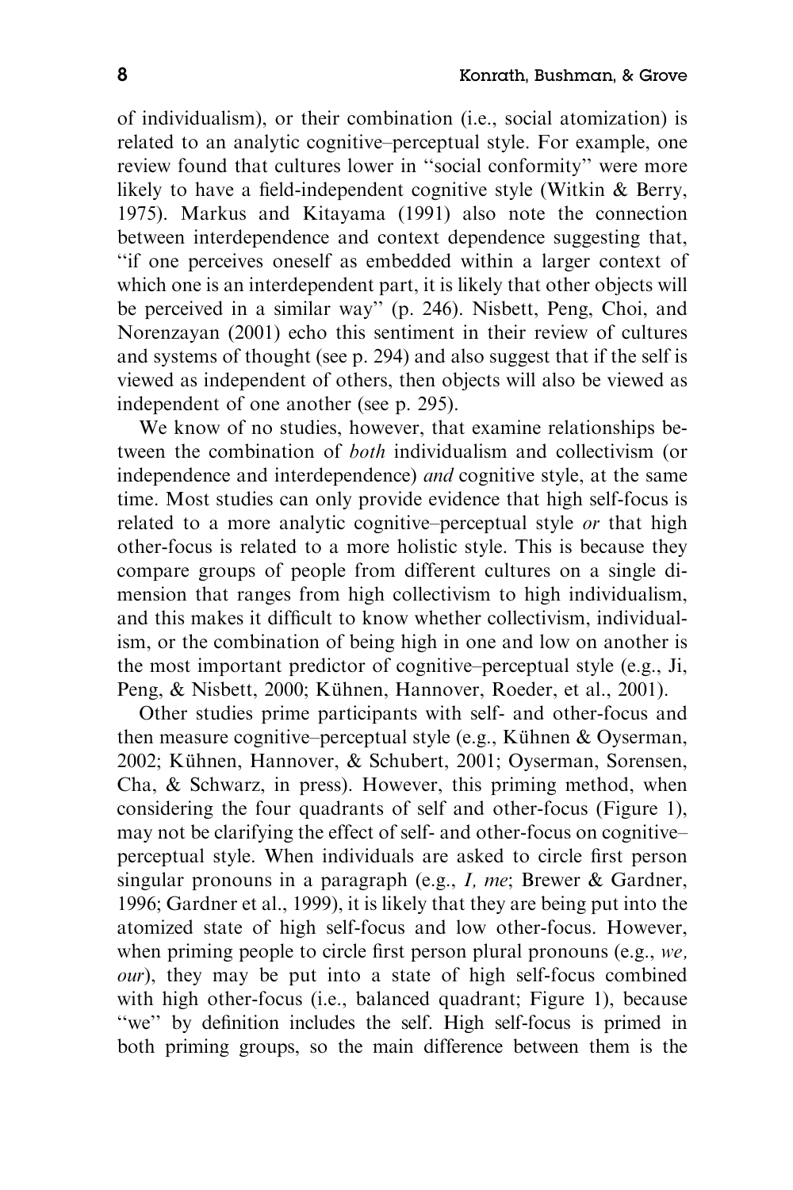of individualism), or their combination (i.e., social atomization) is related to an analytic cognitive–perceptual style. For example, one review found that cultures lower in ''social conformity'' were more likely to have a field-independent cognitive style (Witkin & Berry, 1975). Markus and Kitayama (1991) also note the connection between interdependence and context dependence suggesting that, ''if one perceives oneself as embedded within a larger context of which one is an interdependent part, it is likely that other objects will be perceived in a similar way'' (p. 246). Nisbett, Peng, Choi, and Norenzayan (2001) echo this sentiment in their review of cultures and systems of thought (see p. 294) and also suggest that if the self is viewed as independent of others, then objects will also be viewed as independent of one another (see p. 295).

We know of no studies, however, that examine relationships between the combination of *both* individualism and collectivism (or independence and interdependence) *and* cognitive style, at the same time. Most studies can only provide evidence that high self-focus is related to a more analytic cognitive–perceptual style *or* that high other-focus is related to a more holistic style. This is because they compare groups of people from different cultures on a single dimension that ranges from high collectivism to high individualism, and this makes it difficult to know whether collectivism, individualism, or the combination of being high in one and low on another is the most important predictor of cognitive–perceptual style (e.g., Ji, Peng, & Nisbett, 2000; Kühnen, Hannover, Roeder, et al., 2001).

Other studies prime participants with self- and other-focus and then measure cognitive–perceptual style (e.g., Kühnen & Oyserman, 2002; Kühnen, Hannover, & Schubert, 2001; Oyserman, Sorensen, Cha, & Schwarz, in press). However, this priming method, when considering the four quadrants of self and other-focus (Figure 1), may not be clarifying the effect of self- and other-focus on cognitive–perceptual style. When individuals are asked to circle first person singular pronouns in a paragraph (e.g., *I, me*; Brewer & Gardner, 1996; Gardner et al., 1999), it is likely that they are being put into the atomized state of high self-focus and low other-focus. However, when priming people to circle first person plural pronouns (e.g., *we, our*), they may be put into a state of high self-focus combined with high other-focus (i.e., balanced quadrant; Figure 1), because ''we'' by definition includes the self. High self-focus is primed in both priming groups, so the main difference between them is the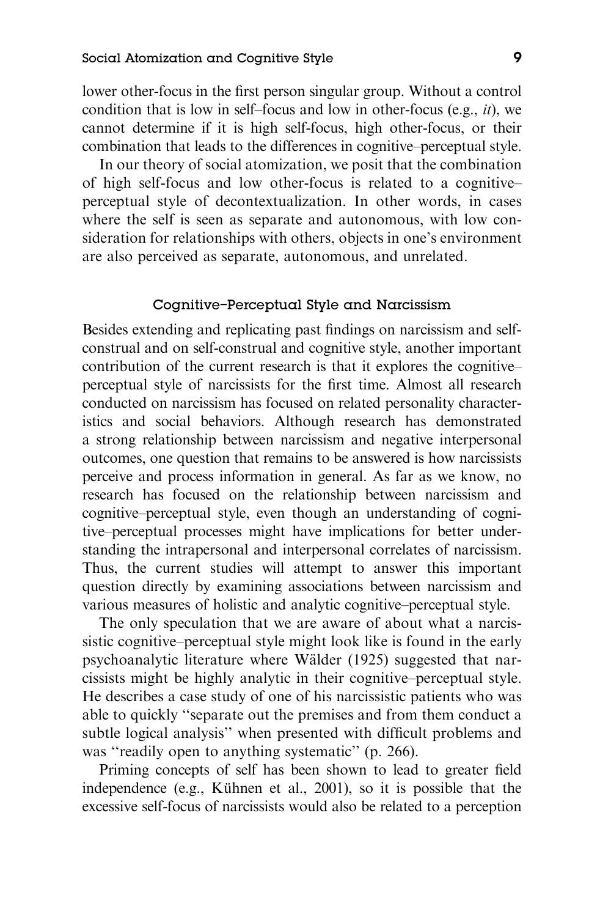lower other-focus in the first person singular group. Without a control condition that is low in self–focus and low in other-focus (e.g., *it*), we cannot determine if it is high self-focus, high other-focus, or their combination that leads to the differences in cognitive–perceptual style.

In our theory of social atomization, we posit that the combination of high self-focus and low other-focus is related to a cognitive–perceptual style of decontextualization. In other words, in cases where the self is seen as separate and autonomous, with low consideration for relationships with others, objects in one's environment are also perceived as separate, autonomous, and unrelated.

## Cognitive–Perceptual Style and Narcissism

Besides extending and replicating past findings on narcissism and self-construal and on self-construal and cognitive style, another important contribution of the current research is that it explores the cognitive–perceptual style of narcissists for the first time. Almost all research conducted on narcissism has focused on related personality characteristics and social behaviors. Although research has demonstrated a strong relationship between narcissism and negative interpersonal outcomes, one question that remains to be answered is how narcissists perceive and process information in general. As far as we know, no research has focused on the relationship between narcissism and cognitive–perceptual style, even though an understanding of cognitive–perceptual processes might have implications for better understanding the intrapersonal and interpersonal correlates of narcissism. Thus, the current studies will attempt to answer this important question directly by examining associations between narcissism and various measures of holistic and analytic cognitive–perceptual style.

The only speculation that we are aware of about what a narcissistic cognitive–perceptual style might look like is found in the early psychoanalytic literature where Wälder (1925) suggested that narcissists might be highly analytic in their cognitive–perceptual style. He describes a case study of one of his narcissistic patients who was able to quickly "separate out the premises and from them conduct a subtle logical analysis" when presented with difficult problems and was "readily open to anything systematic" (p. 266).

Priming concepts of self has been shown to lead to greater field independence (e.g., Kühnen et al., 2001), so it is possible that the excessive self-focus of narcissists would also be related to a perception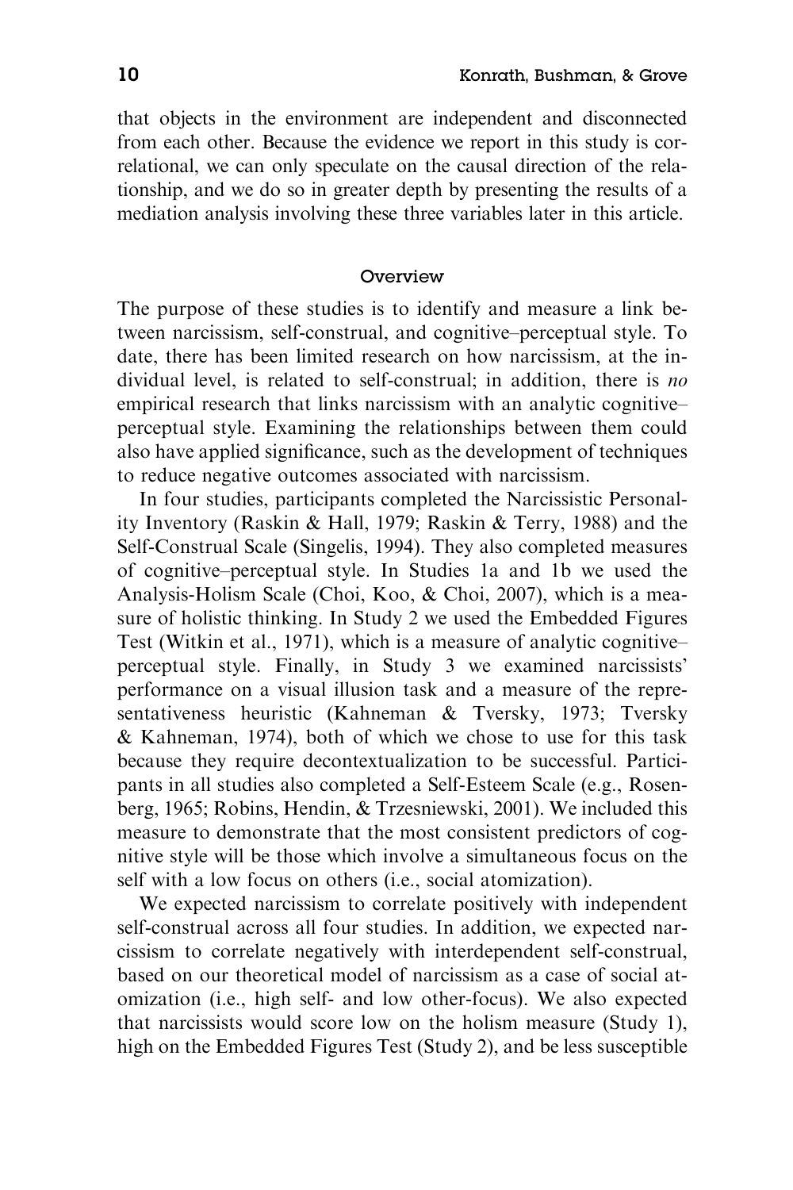that objects in the environment are independent and disconnected from each other. Because the evidence we report in this study is correlational, we can only speculate on the causal direction of the relationship, and we do so in greater depth by presenting the results of a mediation analysis involving these three variables later in this article.

## Overview

The purpose of these studies is to identify and measure a link between narcissism, self-construal, and cognitive–perceptual style. To date, there has been limited research on how narcissism, at the individual level, is related to self-construal; in addition, there is *no* empirical research that links narcissism with an analytic cognitive–perceptual style. Examining the relationships between them could also have applied significance, such as the development of techniques to reduce negative outcomes associated with narcissism.

In four studies, participants completed the Narcissistic Personality Inventory (Raskin & Hall, 1979; Raskin & Terry, 1988) and the Self-Construal Scale (Singelis, 1994). They also completed measures of cognitive–perceptual style. In Studies 1a and 1b we used the Analysis-Holism Scale (Choi, Koo, & Choi, 2007), which is a measure of holistic thinking. In Study 2 we used the Embedded Figures Test (Witkin et al., 1971), which is a measure of analytic cognitive–perceptual style. Finally, in Study 3 we examined narcissists' performance on a visual illusion task and a measure of the representativeness heuristic (Kahneman & Tversky, 1973; Tversky & Kahneman, 1974), both of which we chose to use for this task because they require decontextualization to be successful. Participants in all studies also completed a Self-Esteem Scale (e.g., Rosenberg, 1965; Robins, Hendin, & Trzesniewski, 2001). We included this measure to demonstrate that the most consistent predictors of cognitive style will be those which involve a simultaneous focus on the self with a low focus on others (i.e., social atomization).

We expected narcissism to correlate positively with independent self-construal across all four studies. In addition, we expected narcissism to correlate negatively with interdependent self-construal, based on our theoretical model of narcissism as a case of social atomization (i.e., high self- and low other-focus). We also expected that narcissists would score low on the holism measure (Study 1), high on the Embedded Figures Test (Study 2), and be less susceptible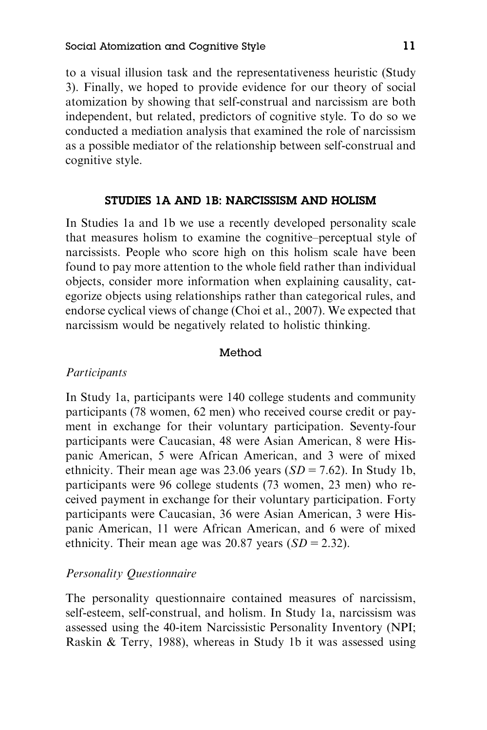to a visual illusion task and the representativeness heuristic (Study 3). Finally, we hoped to provide evidence for our theory of social atomization by showing that self-construal and narcissism are both independent, but related, predictors of cognitive style. To do so we conducted a mediation analysis that examined the role of narcissism as a possible mediator of the relationship between self-construal and cognitive style.

## STUDIES 1A AND 1B: NARCISSISM AND HOLISM

In Studies 1a and 1b we use a recently developed personality scale that measures holism to examine the cognitive–perceptual style of narcissists. People who score high on this holism scale have been found to pay more attention to the whole field rather than individual objects, consider more information when explaining causality, categorize objects using relationships rather than categorical rules, and endorse cyclical views of change (Choi et al., 2007). We expected that narcissism would be negatively related to holistic thinking.

### Method

#### *Participants*

In Study 1a, participants were 140 college students and community participants (78 women, 62 men) who received course credit or payment in exchange for their voluntary participation. Seventy-four participants were Caucasian, 48 were Asian American, 8 were Hispanic American, 5 were African American, and 3 were of mixed ethnicity. Their mean age was 23.06 years ($SD = 7.62$). In Study 1b, participants were 96 college students (73 women, 23 men) who received payment in exchange for their voluntary participation. Forty participants were Caucasian, 36 were Asian American, 3 were Hispanic American, 11 were African American, and 6 were of mixed ethnicity. Their mean age was 20.87 years ($SD = 2.32$).

#### *Personality Questionnaire*

The personality questionnaire contained measures of narcissism, self-esteem, self-construal, and holism. In Study 1a, narcissism was assessed using the 40-item Narcissistic Personality Inventory (NPI; Raskin & Terry, 1988), whereas in Study 1b it was assessed using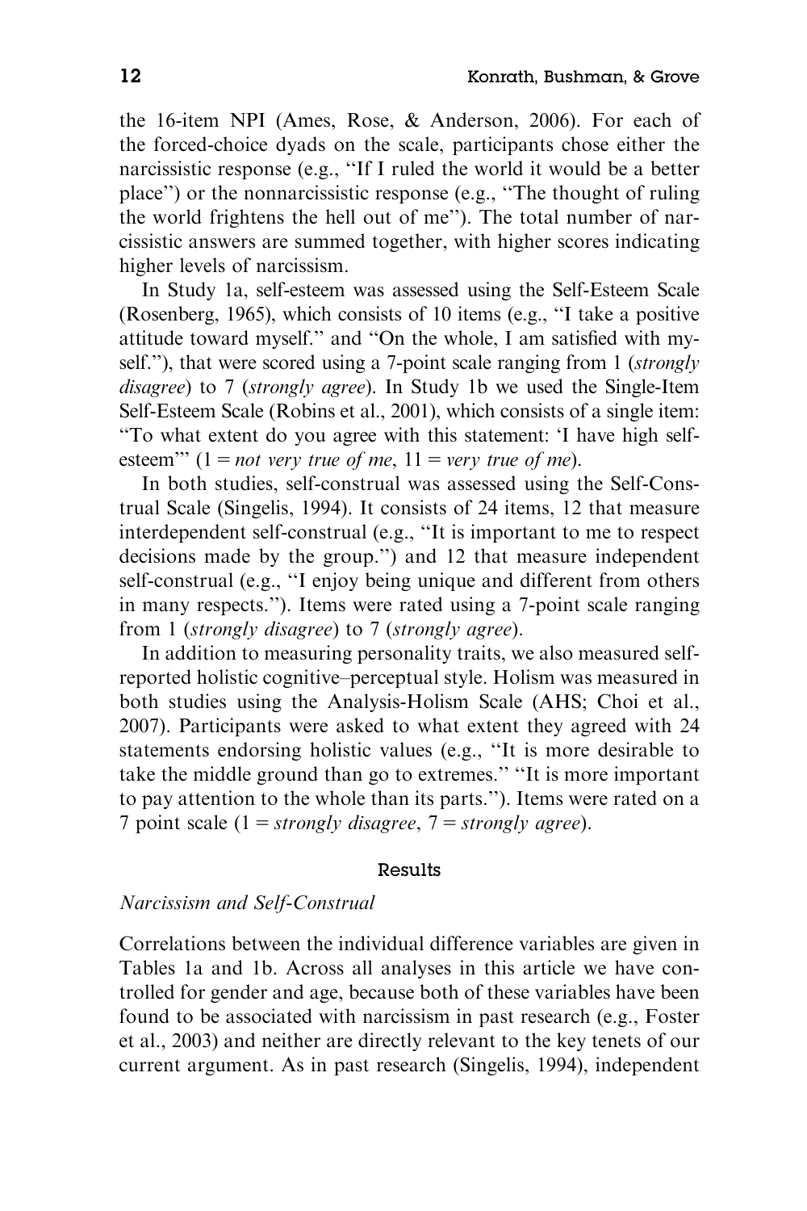the 16-item NPI (Ames, Rose, & Anderson, 2006). For each of the forced-choice dyads on the scale, participants chose either the narcissistic response (e.g., ''If I ruled the world it would be a better place'') or the nonnarcissistic response (e.g., ''The thought of ruling the world frightens the hell out of me''). The total number of narcissistic answers are summed together, with higher scores indicating higher levels of narcissism.

In Study 1a, self-esteem was assessed using the Self-Esteem Scale (Rosenberg, 1965), which consists of 10 items (e.g., ''I take a positive attitude toward myself.'' and ''On the whole, I am satisfied with myself.''), that were scored using a 7-point scale ranging from 1 (*strongly disagree*) to 7 (*strongly agree*). In Study 1b we used the Single-Item Self-Esteem Scale (Robins et al., 2001), which consists of a single item: ''To what extent do you agree with this statement: 'I have high self-esteem''' (1 = *not very true of me*, 11 = *very true of me*).

In both studies, self-construal was assessed using the Self-Construal Scale (Singelis, 1994). It consists of 24 items, 12 that measure interdependent self-construal (e.g., ''It is important to me to respect decisions made by the group.'') and 12 that measure independent self-construal (e.g., ''I enjoy being unique and different from others in many respects.''). Items were rated using a 7-point scale ranging from 1 (*strongly disagree*) to 7 (*strongly agree*).

In addition to measuring personality traits, we also measured self-reported holistic cognitive–perceptual style. Holism was measured in both studies using the Analysis-Holism Scale (AHS; Choi et al., 2007). Participants were asked to what extent they agreed with 24 statements endorsing holistic values (e.g., ''It is more desirable to take the middle ground than go to extremes.'' ''It is more important to pay attention to the whole than its parts.''). Items were rated on a 7 point scale (1 = *strongly disagree*, 7 = *strongly agree*).

## Results

### *Narcissism and Self-Construal*

Correlations between the individual difference variables are given in Tables 1a and 1b. Across all analyses in this article we have controlled for gender and age, because both of these variables have been found to be associated with narcissism in past research (e.g., Foster et al., 2003) and neither are directly relevant to the key tenets of our current argument. As in past research (Singelis, 1994), independent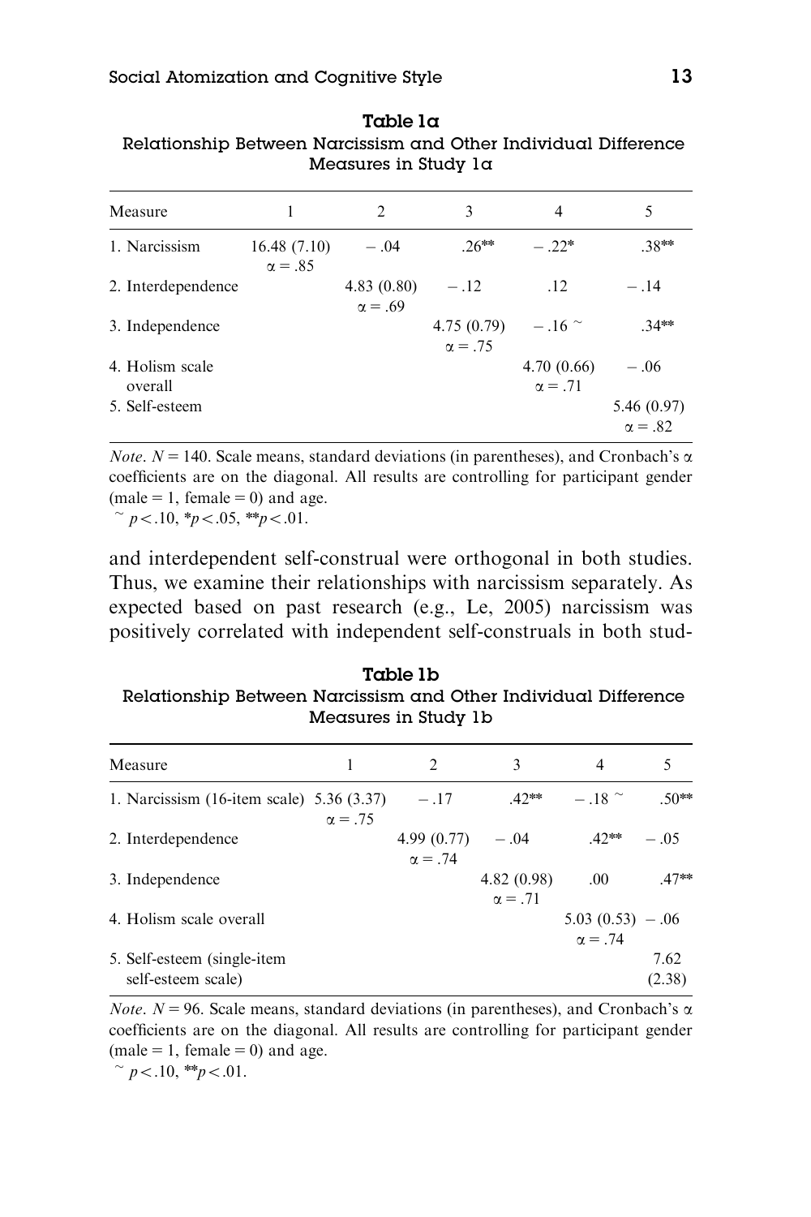**Table 1a**
**Relationship Between Narcissism and Other Individual Difference Measures in Study 1a**

| Measure | 1 | 2 | 3 | 4 | 5 |
|---|---|---|---|---|---|
| 1. Narcissism | 16.48 (7.10) $\alpha = .85$ | −.04 | .26** | −.22* | .38** |
| 2. Interdependence | | 4.83 (0.80) $\alpha = .69$ | −.12 | .12 | −.14 |
| 3. Independence | | | 4.75 (0.79) $\alpha = .75$ | −.16 ~ | .34** |
| 4. Holism scale overall | | | | 4.70 (0.66) $\alpha = .71$ | −.06 |
| 5. Self-esteem | | | | | 5.46 (0.97) $\alpha = .82$ |

*Note*. $N = 140$. Scale means, standard deviations (in parentheses), and Cronbach's $\alpha$ coefficients are on the diagonal. All results are controlling for participant gender (male = 1, female = 0) and age.
~ $p < .10$, * $p < .05$, ** $p < .01$.

and interdependent self-construal were orthogonal in both studies. Thus, we examine their relationships with narcissism separately. As expected based on past research (e.g., Le, 2005) narcissism was positively correlated with independent self-construals in both stud-

**Table 1b**
**Relationship Between Narcissism and Other Individual Difference Measures in Study 1b**

| Measure | 1 | 2 | 3 | 4 | 5 |
|---|---|---|---|---|---|
| 1. Narcissism (16-item scale) | 5.36 (3.37) $\alpha = .75$ | −.17 | .42** | −.18 ~ | .50** |
| 2. Interdependence | | 4.99 (0.77) $\alpha = .74$ | −.04 | .42** | −.05 |
| 3. Independence | | | 4.82 (0.98) $\alpha = .71$ | .00 | .47** |
| 4. Holism scale overall | | | | 5.03 (0.53) $\alpha = .74$ | −.06 |
| 5. Self-esteem (single-item self-esteem scale) | | | | | 7.62 (2.38) |

*Note*. $N = 96$. Scale means, standard deviations (in parentheses), and Cronbach's $\alpha$ coefficients are on the diagonal. All results are controlling for participant gender (male = 1, female = 0) and age.
~ $p < .10$, ** $p < .01$.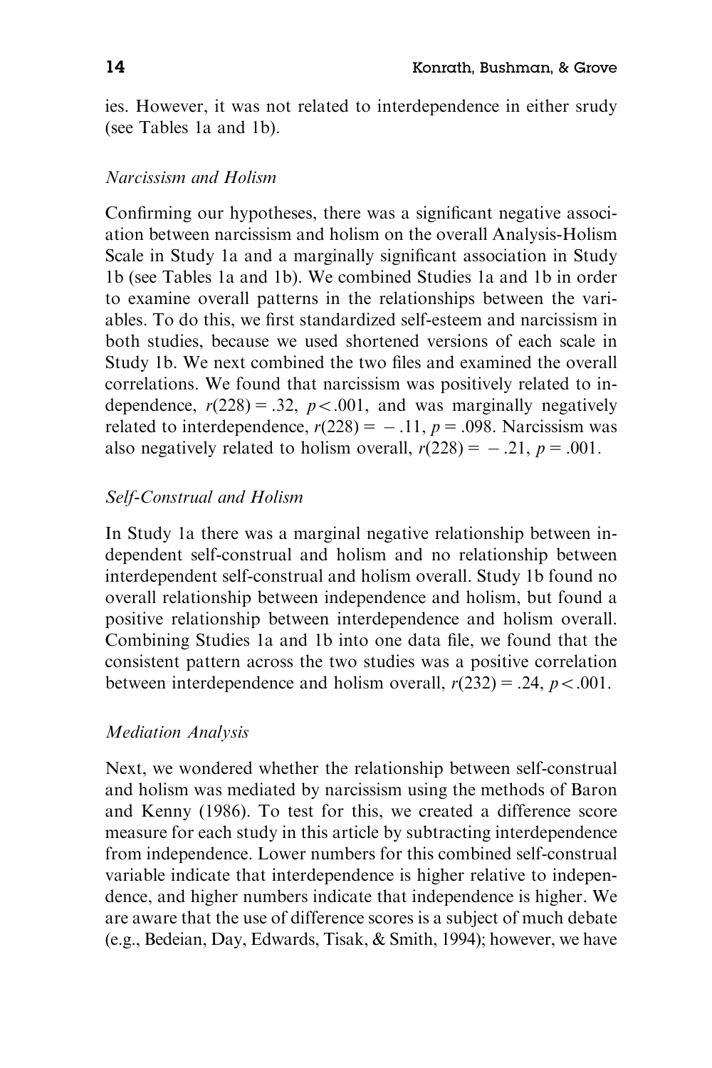ies. However, it was not related to interdependence in either srudy (see Tables 1a and 1b).

### *Narcissism and Holism*

Confirming our hypotheses, there was a significant negative association between narcissism and holism on the overall Analysis-Holism Scale in Study 1a and a marginally significant association in Study 1b (see Tables 1a and 1b). We combined Studies 1a and 1b in order to examine overall patterns in the relationships between the variables. To do this, we first standardized self-esteem and narcissism in both studies, because we used shortened versions of each scale in Study 1b. We next combined the two files and examined the overall correlations. We found that narcissism was positively related to independence, $r(228) = .32$, $p < .001$, and was marginally negatively related to interdependence, $r(228) = -.11$, $p = .098$. Narcissism was also negatively related to holism overall, $r(228) = -.21$, $p = .001$.

### *Self-Construal and Holism*

In Study 1a there was a marginal negative relationship between independent self-construal and holism and no relationship between interdependent self-construal and holism overall. Study 1b found no overall relationship between independence and holism, but found a positive relationship between interdependence and holism overall. Combining Studies 1a and 1b into one data file, we found that the consistent pattern across the two studies was a positive correlation between interdependence and holism overall, $r(232) = .24$, $p < .001$.

### *Mediation Analysis*

Next, we wondered whether the relationship between self-construal and holism was mediated by narcissism using the methods of Baron and Kenny (1986). To test for this, we created a difference score measure for each study in this article by subtracting interdependence from independence. Lower numbers for this combined self-construal variable indicate that interdependence is higher relative to independence, and higher numbers indicate that independence is higher. We are aware that the use of difference scores is a subject of much debate (e.g., Bedeian, Day, Edwards, Tisak, & Smith, 1994); however, we have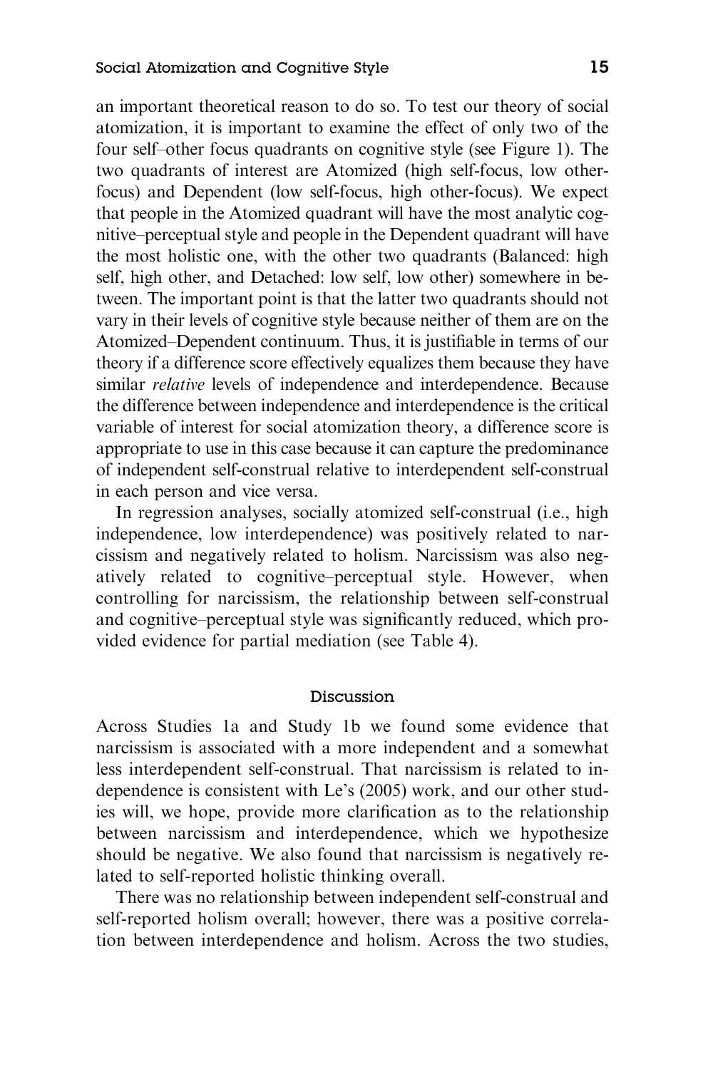an important theoretical reason to do so. To test our theory of social atomization, it is important to examine the effect of only two of the four self–other focus quadrants on cognitive style (see Figure 1). The two quadrants of interest are Atomized (high self-focus, low other-focus) and Dependent (low self-focus, high other-focus). We expect that people in the Atomized quadrant will have the most analytic cognitive–perceptual style and people in the Dependent quadrant will have the most holistic one, with the other two quadrants (Balanced: high self, high other, and Detached: low self, low other) somewhere in between. The important point is that the latter two quadrants should not vary in their levels of cognitive style because neither of them are on the Atomized–Dependent continuum. Thus, it is justifiable in terms of our theory if a difference score effectively equalizes them because they have similar *relative* levels of independence and interdependence. Because the difference between independence and interdependence is the critical variable of interest for social atomization theory, a difference score is appropriate to use in this case because it can capture the predominance of independent self-construal relative to interdependent self-construal in each person and vice versa.

In regression analyses, socially atomized self-construal (i.e., high independence, low interdependence) was positively related to narcissism and negatively related to holism. Narcissism was also negatively related to cognitive–perceptual style. However, when controlling for narcissism, the relationship between self-construal and cognitive–perceptual style was significantly reduced, which provided evidence for partial mediation (see Table 4).

## Discussion

Across Studies 1a and Study 1b we found some evidence that narcissism is associated with a more independent and a somewhat less interdependent self-construal. That narcissism is related to independence is consistent with Le's (2005) work, and our other studies will, we hope, provide more clarification as to the relationship between narcissism and interdependence, which we hypothesize should be negative. We also found that narcissism is negatively related to self-reported holistic thinking overall.

There was no relationship between independent self-construal and self-reported holism overall; however, there was a positive correlation between interdependence and holism. Across the two studies,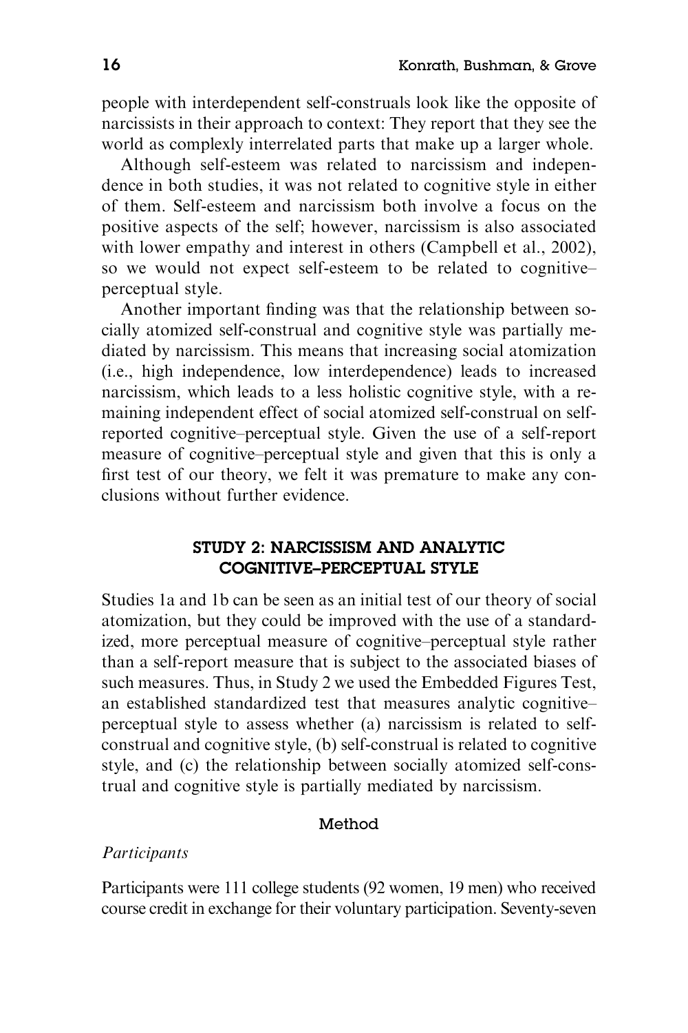people with interdependent self-construals look like the opposite of narcissists in their approach to context: They report that they see the world as complexly interrelated parts that make up a larger whole.

Although self-esteem was related to narcissism and independence in both studies, it was not related to cognitive style in either of them. Self-esteem and narcissism both involve a focus on the positive aspects of the self; however, narcissism is also associated with lower empathy and interest in others (Campbell et al., 2002), so we would not expect self-esteem to be related to cognitive–perceptual style.

Another important finding was that the relationship between socially atomized self-construal and cognitive style was partially mediated by narcissism. This means that increasing social atomization (i.e., high independence, low interdependence) leads to increased narcissism, which leads to a less holistic cognitive style, with a remaining independent effect of social atomized self-construal on self-reported cognitive–perceptual style. Given the use of a self-report measure of cognitive–perceptual style and given that this is only a first test of our theory, we felt it was premature to make any conclusions without further evidence.

## STUDY 2: NARCISSISM AND ANALYTIC COGNITIVE–PERCEPTUAL STYLE

Studies 1a and 1b can be seen as an initial test of our theory of social atomization, but they could be improved with the use of a standardized, more perceptual measure of cognitive–perceptual style rather than a self-report measure that is subject to the associated biases of such measures. Thus, in Study 2 we used the Embedded Figures Test, an established standardized test that measures analytic cognitive–perceptual style to assess whether (a) narcissism is related to self-construal and cognitive style, (b) self-construal is related to cognitive style, and (c) the relationship between socially atomized self-construal and cognitive style is partially mediated by narcissism.

### Method

*Participants*

Participants were 111 college students (92 women, 19 men) who received course credit in exchange for their voluntary participation. Seventy-seven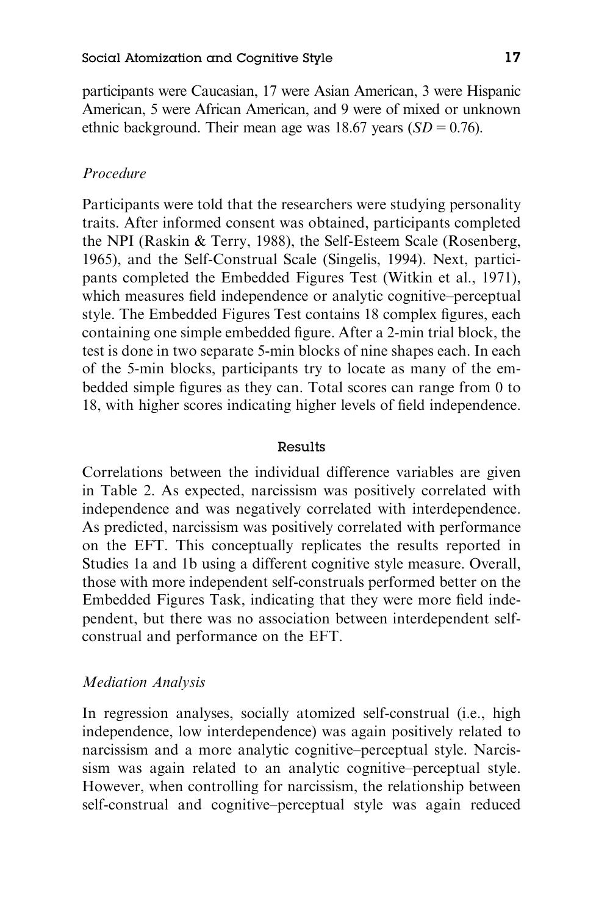participants were Caucasian, 17 were Asian American, 3 were Hispanic American, 5 were African American, and 9 were of mixed or unknown ethnic background. Their mean age was 18.67 years ($SD = 0.76$).

### *Procedure*

Participants were told that the researchers were studying personality traits. After informed consent was obtained, participants completed the NPI (Raskin & Terry, 1988), the Self-Esteem Scale (Rosenberg, 1965), and the Self-Construal Scale (Singelis, 1994). Next, participants completed the Embedded Figures Test (Witkin et al., 1971), which measures field independence or analytic cognitive–perceptual style. The Embedded Figures Test contains 18 complex figures, each containing one simple embedded figure. After a 2-min trial block, the test is done in two separate 5-min blocks of nine shapes each. In each of the 5-min blocks, participants try to locate as many of the embedded simple figures as they can. Total scores can range from 0 to 18, with higher scores indicating higher levels of field independence.

## Results

Correlations between the individual difference variables are given in Table 2. As expected, narcissism was positively correlated with independence and was negatively correlated with interdependence. As predicted, narcissism was positively correlated with performance on the EFT. This conceptually replicates the results reported in Studies 1a and 1b using a different cognitive style measure. Overall, those with more independent self-construals performed better on the Embedded Figures Task, indicating that they were more field independent, but there was no association between interdependent self-construal and performance on the EFT.

### *Mediation Analysis*

In regression analyses, socially atomized self-construal (i.e., high independence, low interdependence) was again positively related to narcissism and a more analytic cognitive–perceptual style. Narcissism was again related to an analytic cognitive–perceptual style. However, when controlling for narcissism, the relationship between self-construal and cognitive–perceptual style was again reduced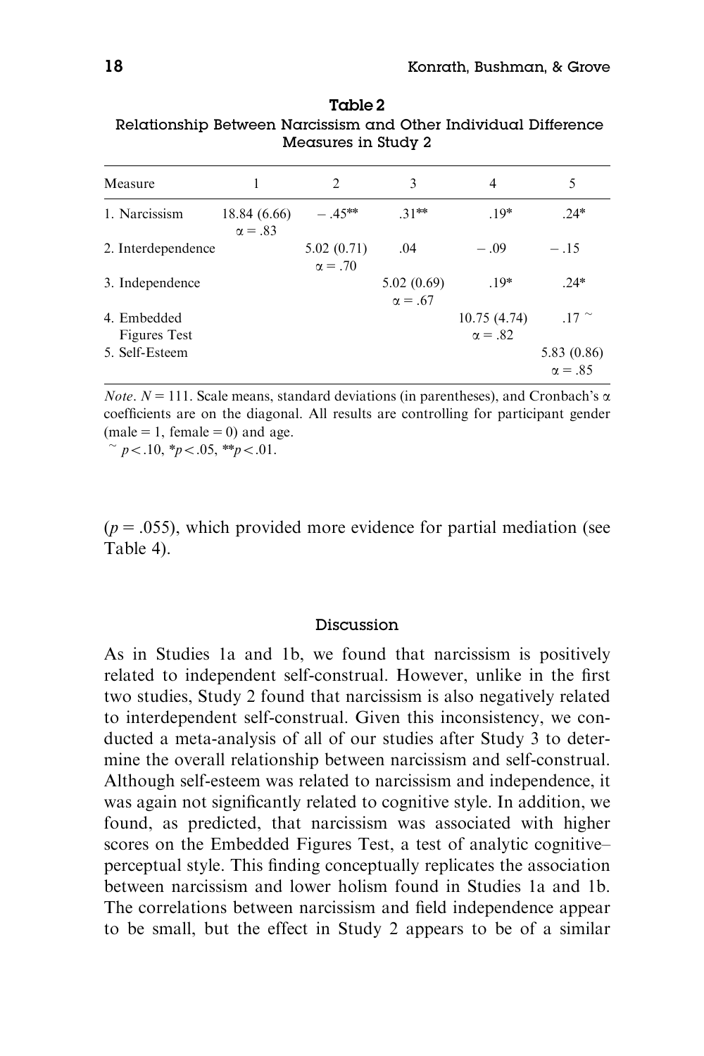**Table 2**
Relationship Between Narcissism and Other Individual Difference Measures in Study 2

| Measure | 1 | 2 | 3 | 4 | 5 |
|---|---|---|---|---|---|
| 1. Narcissism | 18.84 (6.66) $\alpha = .83$ | $-.45^{**}$ | $.31^{**}$ | $.19^{*}$ | $.24^{*}$ |
| 2. Interdependence | | 5.02 (0.71) $\alpha = .70$ | .04 | $-.09$ | $-.15$ |
| 3. Independence | | | 5.02 (0.69) $\alpha = .67$ | $.19^{*}$ | $.24^{*}$ |
| 4. Embedded Figures Test | | | | 10.75 (4.74) $\alpha = .82$ | $.17^{\sim}$ |
| 5. Self-Esteem | | | | | 5.83 (0.86) $\alpha = .85$ |

*Note*. $N = 111$. Scale means, standard deviations (in parentheses), and Cronbach's $\alpha$ coefficients are on the diagonal. All results are controlling for participant gender (male = 1, female = 0) and age.
$^{\sim} p < .10$, $^{*}p < .05$, $^{**}p < .01$.

($p = .055$), which provided more evidence for partial mediation (see Table 4).

### Discussion

As in Studies 1a and 1b, we found that narcissism is positively related to independent self-construal. However, unlike in the first two studies, Study 2 found that narcissism is also negatively related to interdependent self-construal. Given this inconsistency, we conducted a meta-analysis of all of our studies after Study 3 to determine the overall relationship between narcissism and self-construal. Although self-esteem was related to narcissism and independence, it was again not significantly related to cognitive style. In addition, we found, as predicted, that narcissism was associated with higher scores on the Embedded Figures Test, a test of analytic cognitive–perceptual style. This finding conceptually replicates the association between narcissism and lower holism found in Studies 1a and 1b. The correlations between narcissism and field independence appear to be small, but the effect in Study 2 appears to be of a similar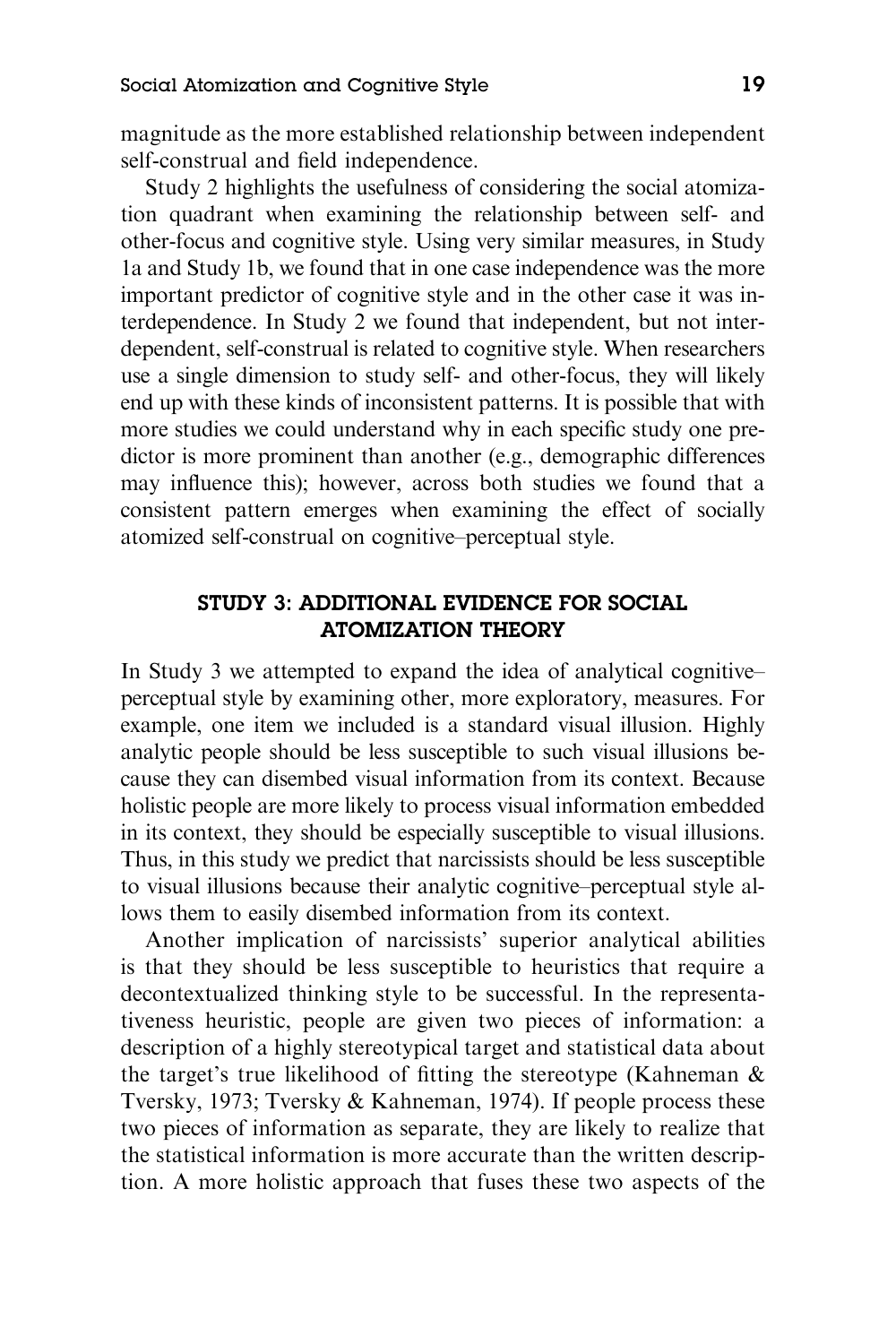magnitude as the more established relationship between independent self-construal and field independence.

Study 2 highlights the usefulness of considering the social atomization quadrant when examining the relationship between self- and other-focus and cognitive style. Using very similar measures, in Study 1a and Study 1b, we found that in one case independence was the more important predictor of cognitive style and in the other case it was interdependence. In Study 2 we found that independent, but not interdependent, self-construal is related to cognitive style. When researchers use a single dimension to study self- and other-focus, they will likely end up with these kinds of inconsistent patterns. It is possible that with more studies we could understand why in each specific study one predictor is more prominent than another (e.g., demographic differences may influence this); however, across both studies we found that a consistent pattern emerges when examining the effect of socially atomized self-construal on cognitive–perceptual style.

## STUDY 3: ADDITIONAL EVIDENCE FOR SOCIAL ATOMIZATION THEORY

In Study 3 we attempted to expand the idea of analytical cognitive–perceptual style by examining other, more exploratory, measures. For example, one item we included is a standard visual illusion. Highly analytic people should be less susceptible to such visual illusions because they can disembed visual information from its context. Because holistic people are more likely to process visual information embedded in its context, they should be especially susceptible to visual illusions. Thus, in this study we predict that narcissists should be less susceptible to visual illusions because their analytic cognitive–perceptual style allows them to easily disembed information from its context.

Another implication of narcissists' superior analytical abilities is that they should be less susceptible to heuristics that require a decontextualized thinking style to be successful. In the representativeness heuristic, people are given two pieces of information: a description of a highly stereotypical target and statistical data about the target's true likelihood of fitting the stereotype (Kahneman & Tversky, 1973; Tversky & Kahneman, 1974). If people process these two pieces of information as separate, they are likely to realize that the statistical information is more accurate than the written description. A more holistic approach that fuses these two aspects of the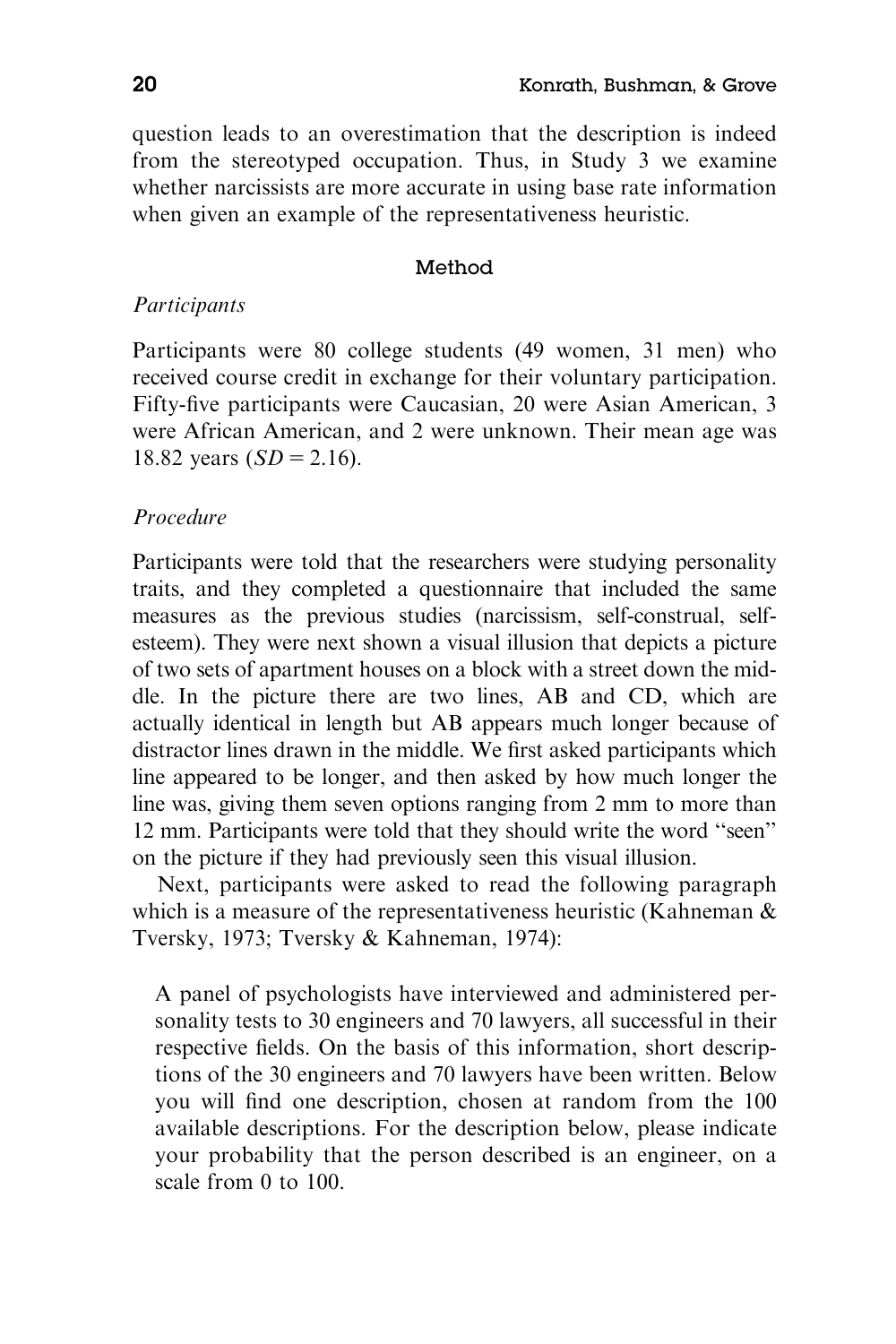question leads to an overestimation that the description is indeed from the stereotyped occupation. Thus, in Study 3 we examine whether narcissists are more accurate in using base rate information when given an example of the representativeness heuristic.

## Method

### *Participants*

Participants were 80 college students (49 women, 31 men) who received course credit in exchange for their voluntary participation. Fifty-five participants were Caucasian, 20 were Asian American, 3 were African American, and 2 were unknown. Their mean age was 18.82 years ($SD = 2.16$).

### *Procedure*

Participants were told that the researchers were studying personality traits, and they completed a questionnaire that included the same measures as the previous studies (narcissism, self-construal, self-esteem). They were next shown a visual illusion that depicts a picture of two sets of apartment houses on a block with a street down the middle. In the picture there are two lines, AB and CD, which are actually identical in length but AB appears much longer because of distractor lines drawn in the middle. We first asked participants which line appeared to be longer, and then asked by how much longer the line was, giving them seven options ranging from 2 mm to more than 12 mm. Participants were told that they should write the word "seen" on the picture if they had previously seen this visual illusion.

Next, participants were asked to read the following paragraph which is a measure of the representativeness heuristic (Kahneman & Tversky, 1973; Tversky & Kahneman, 1974):

> A panel of psychologists have interviewed and administered personality tests to 30 engineers and 70 lawyers, all successful in their respective fields. On the basis of this information, short descriptions of the 30 engineers and 70 lawyers have been written. Below you will find one description, chosen at random from the 100 available descriptions. For the description below, please indicate your probability that the person described is an engineer, on a scale from 0 to 100.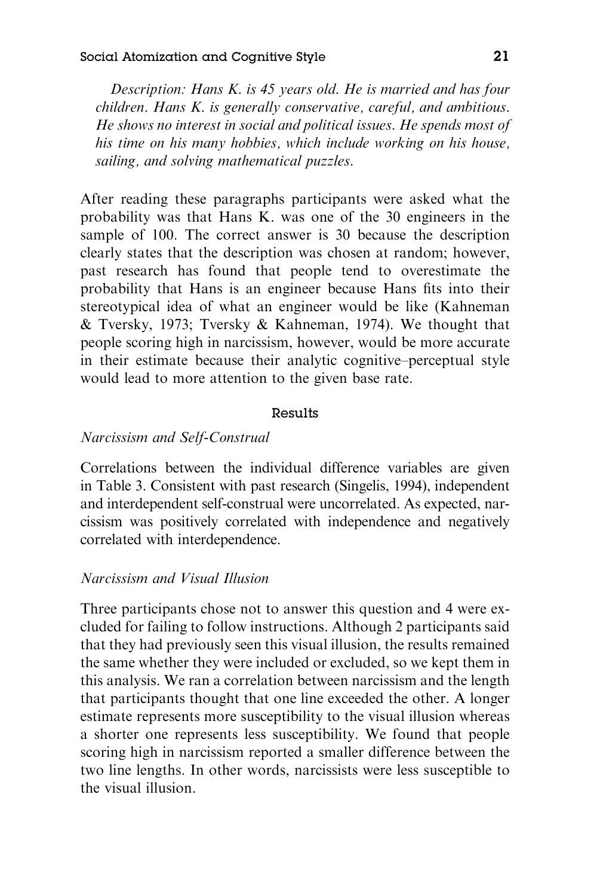*Description: Hans K. is 45 years old. He is married and has four children. Hans K. is generally conservative, careful, and ambitious. He shows no interest in social and political issues. He spends most of his time on his many hobbies, which include working on his house, sailing, and solving mathematical puzzles.*

After reading these paragraphs participants were asked what the probability was that Hans K. was one of the 30 engineers in the sample of 100. The correct answer is 30 because the description clearly states that the description was chosen at random; however, past research has found that people tend to overestimate the probability that Hans is an engineer because Hans fits into their stereotypical idea of what an engineer would be like (Kahneman & Tversky, 1973; Tversky & Kahneman, 1974). We thought that people scoring high in narcissism, however, would be more accurate in their estimate because their analytic cognitive–perceptual style would lead to more attention to the given base rate.

## Results

### *Narcissism and Self-Construal*

Correlations between the individual difference variables are given in Table 3. Consistent with past research (Singelis, 1994), independent and interdependent self-construal were uncorrelated. As expected, narcissism was positively correlated with independence and negatively correlated with interdependence.

### *Narcissism and Visual Illusion*

Three participants chose not to answer this question and 4 were excluded for failing to follow instructions. Although 2 participants said that they had previously seen this visual illusion, the results remained the same whether they were included or excluded, so we kept them in this analysis. We ran a correlation between narcissism and the length that participants thought that one line exceeded the other. A longer estimate represents more susceptibility to the visual illusion whereas a shorter one represents less susceptibility. We found that people scoring high in narcissism reported a smaller difference between the two line lengths. In other words, narcissists were less susceptible to the visual illusion.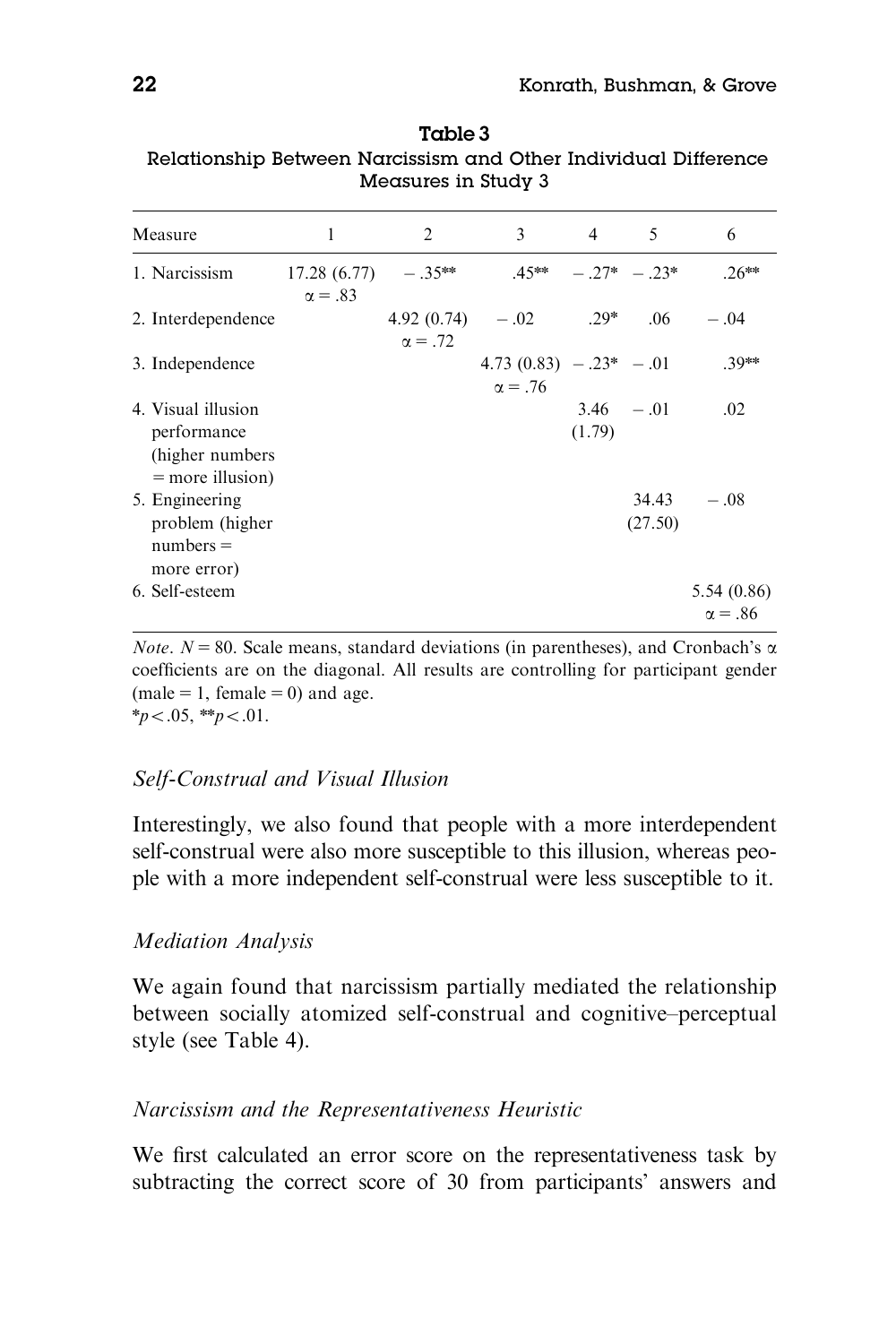**Table 3**
**Relationship Between Narcissism and Other Individual Difference Measures in Study 3**

| Measure | 1 | 2 | 3 | 4 | 5 | 6 |
|---|---|---|---|---|---|---|
| 1. Narcissism | 17.28 (6.77) $\alpha = .83$ | −.35** | .45** | −.27* | −.23* | .26** |
| 2. Interdependence | | 4.92 (0.74) $\alpha = .72$ | −.02 | .29* | .06 | −.04 |
| 3. Independence | | | 4.73 (0.83) $\alpha = .76$ | −.23* | −.01 | .39** |
| 4. Visual illusion performance (higher numbers = more illusion) | | | | 3.46 (1.79) | −.01 | .02 |
| 5. Engineering problem (higher numbers = more error) | | | | | 34.43 (27.50) | −.08 |
| 6. Self-esteem | | | | | | 5.54 (0.86) $\alpha = .86$ |

*Note*. $N = 80$. Scale means, standard deviations (in parentheses), and Cronbach's $\alpha$ coefficients are on the diagonal. All results are controlling for participant gender (male = 1, female = 0) and age.
*$p < .05$, **$p < .01$.

### *Self-Construal and Visual Illusion*

Interestingly, we also found that people with a more interdependent self-construal were also more susceptible to this illusion, whereas people with a more independent self-construal were less susceptible to it.

### *Mediation Analysis*

We again found that narcissism partially mediated the relationship between socially atomized self-construal and cognitive–perceptual style (see Table 4).

### *Narcissism and the Representativeness Heuristic*

We first calculated an error score on the representativeness task by subtracting the correct score of 30 from participants' answers and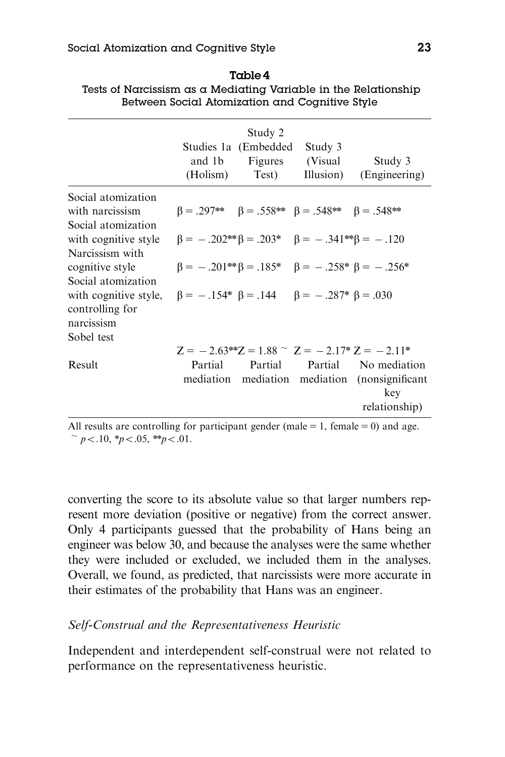**Table 4**
**Tests of Narcissism as a Mediating Variable in the Relationship Between Social Atomization and Cognitive Style**

| | Studies 1a and 1b (Holism) | Study 2 (Embedded Figures Test) | Study 3 (Visual Illusion) | Study 3 (Engineering) |
|---|---|---|---|---|
| Social atomization with narcissism | $\beta = .297^{**}$ | $\beta = .558^{**}$ | $\beta = .548^{**}$ | $\beta = .548^{**}$ |
| Social atomization with cognitive style | $\beta = -.202^{**}$ | $\beta = .203^{*}$ | $\beta = -.341^{**}$ | $\beta = -.120$ |
| Narcissism with cognitive style | $\beta = -.201^{**}$ | $\beta = .185^{*}$ | $\beta = -.258^{*}$ | $\beta = -.256^{*}$ |
| Social atomization with cognitive style, controlling for narcissism | $\beta = -.154^{*}$ | $\beta = .144$ | $\beta = -.287^{*}$ | $\beta = .030$ |
| Sobel test | $Z = -2.63^{**}$ | $Z = 1.88^{\sim}$ | $Z = -2.17^{*}$ | $Z = -2.11^{*}$ |
| Result | Partial mediation | Partial mediation | Partial mediation | No mediation (nonsignificant key relationship) |

All results are controlling for participant gender (male = 1, female = 0) and age.
$^{\sim}p < .10$, $^{*}p < .05$, $^{**}p < .01$.

converting the score to its absolute value so that larger numbers represent more deviation (positive or negative) from the correct answer. Only 4 participants guessed that the probability of Hans being an engineer was below 30, and because the analyses were the same whether they were included or excluded, we included them in the analyses. Overall, we found, as predicted, that narcissists were more accurate in their estimates of the probability that Hans was an engineer.

*Self-Construal and the Representativeness Heuristic*

Independent and interdependent self-construal were not related to performance on the representativeness heuristic.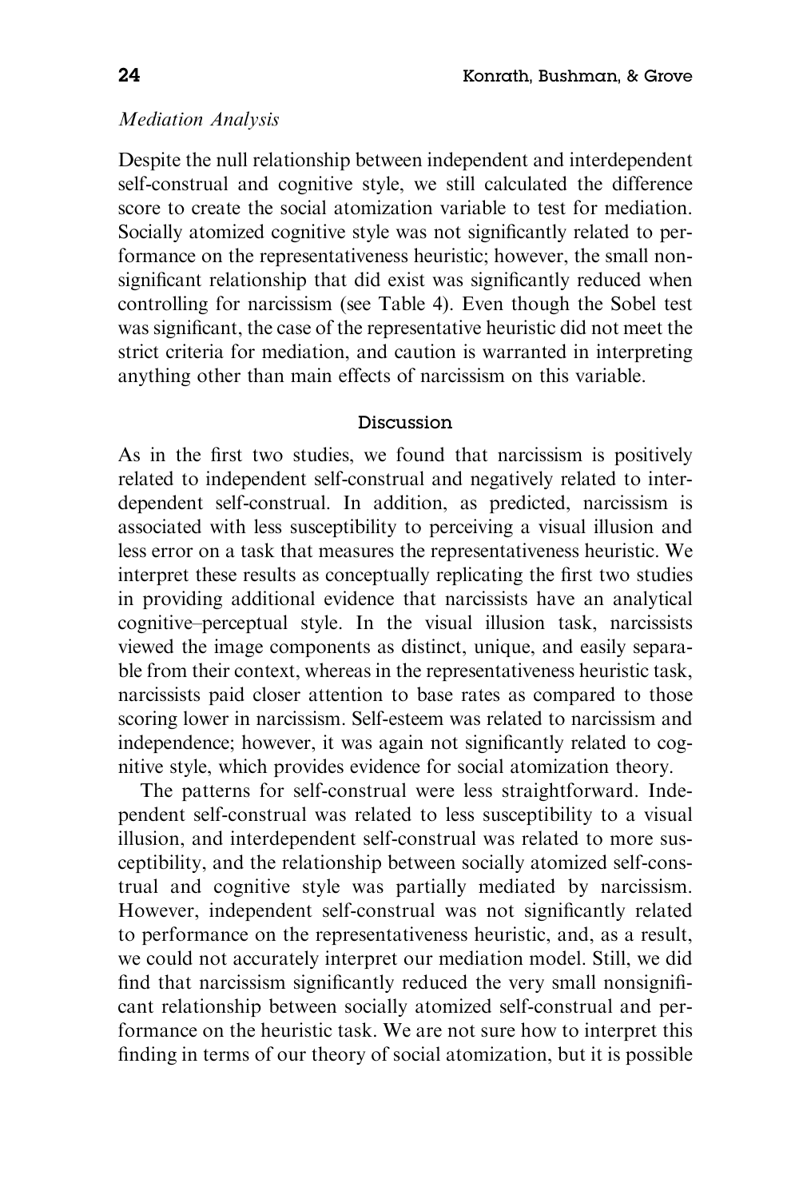*Mediation Analysis*

Despite the null relationship between independent and interdependent self-construal and cognitive style, we still calculated the difference score to create the social atomization variable to test for mediation. Socially atomized cognitive style was not significantly related to performance on the representativeness heuristic; however, the small nonsignificant relationship that did exist was significantly reduced when controlling for narcissism (see Table 4). Even though the Sobel test was significant, the case of the representative heuristic did not meet the strict criteria for mediation, and caution is warranted in interpreting anything other than main effects of narcissism on this variable.

## Discussion

As in the first two studies, we found that narcissism is positively related to independent self-construal and negatively related to interdependent self-construal. In addition, as predicted, narcissism is associated with less susceptibility to perceiving a visual illusion and less error on a task that measures the representativeness heuristic. We interpret these results as conceptually replicating the first two studies in providing additional evidence that narcissists have an analytical cognitive–perceptual style. In the visual illusion task, narcissists viewed the image components as distinct, unique, and easily separable from their context, whereas in the representativeness heuristic task, narcissists paid closer attention to base rates as compared to those scoring lower in narcissism. Self-esteem was related to narcissism and independence; however, it was again not significantly related to cognitive style, which provides evidence for social atomization theory.

The patterns for self-construal were less straightforward. Independent self-construal was related to less susceptibility to a visual illusion, and interdependent self-construal was related to more susceptibility, and the relationship between socially atomized self-construal and cognitive style was partially mediated by narcissism. However, independent self-construal was not significantly related to performance on the representativeness heuristic, and, as a result, we could not accurately interpret our mediation model. Still, we did find that narcissism significantly reduced the very small nonsignificant relationship between socially atomized self-construal and performance on the heuristic task. We are not sure how to interpret this finding in terms of our theory of social atomization, but it is possible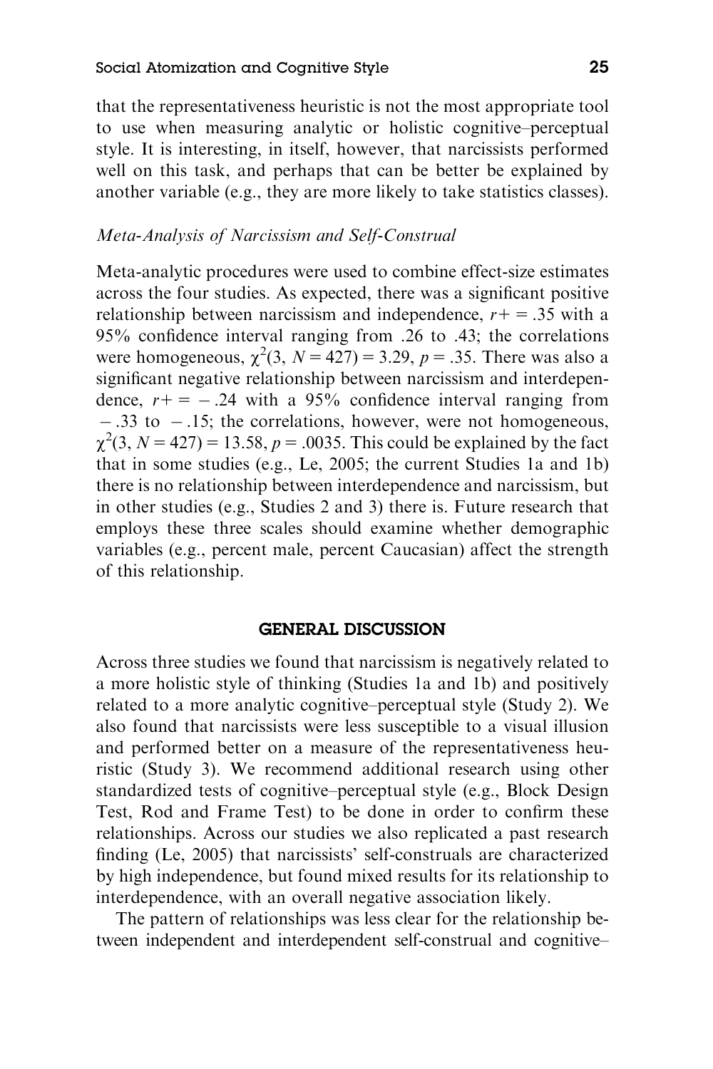that the representativeness heuristic is not the most appropriate tool to use when measuring analytic or holistic cognitive–perceptual style. It is interesting, in itself, however, that narcissists performed well on this task, and perhaps that can be better be explained by another variable (e.g., they are more likely to take statistics classes).

### *Meta-Analysis of Narcissism and Self-Construal*

Meta-analytic procedures were used to combine effect-size estimates across the four studies. As expected, there was a significant positive relationship between narcissism and independence, $r+ = .35$ with a 95% confidence interval ranging from .26 to .43; the correlations were homogeneous, $\chi^2(3, N = 427) = 3.29$, $p = .35$. There was also a significant negative relationship between narcissism and interdependence, $r+ = -.24$ with a 95% confidence interval ranging from $-.33$ to $-.15$; the correlations, however, were not homogeneous, $\chi^2(3, N = 427) = 13.58$, $p = .0035$. This could be explained by the fact that in some studies (e.g., Le, 2005; the current Studies 1a and 1b) there is no relationship between interdependence and narcissism, but in other studies (e.g., Studies 2 and 3) there is. Future research that employs these three scales should examine whether demographic variables (e.g., percent male, percent Caucasian) affect the strength of this relationship.

## GENERAL DISCUSSION

Across three studies we found that narcissism is negatively related to a more holistic style of thinking (Studies 1a and 1b) and positively related to a more analytic cognitive–perceptual style (Study 2). We also found that narcissists were less susceptible to a visual illusion and performed better on a measure of the representativeness heuristic (Study 3). We recommend additional research using other standardized tests of cognitive–perceptual style (e.g., Block Design Test, Rod and Frame Test) to be done in order to confirm these relationships. Across our studies we also replicated a past research finding (Le, 2005) that narcissists' self-construals are characterized by high independence, but found mixed results for its relationship to interdependence, with an overall negative association likely.

The pattern of relationships was less clear for the relationship between independent and interdependent self-construal and cognitive–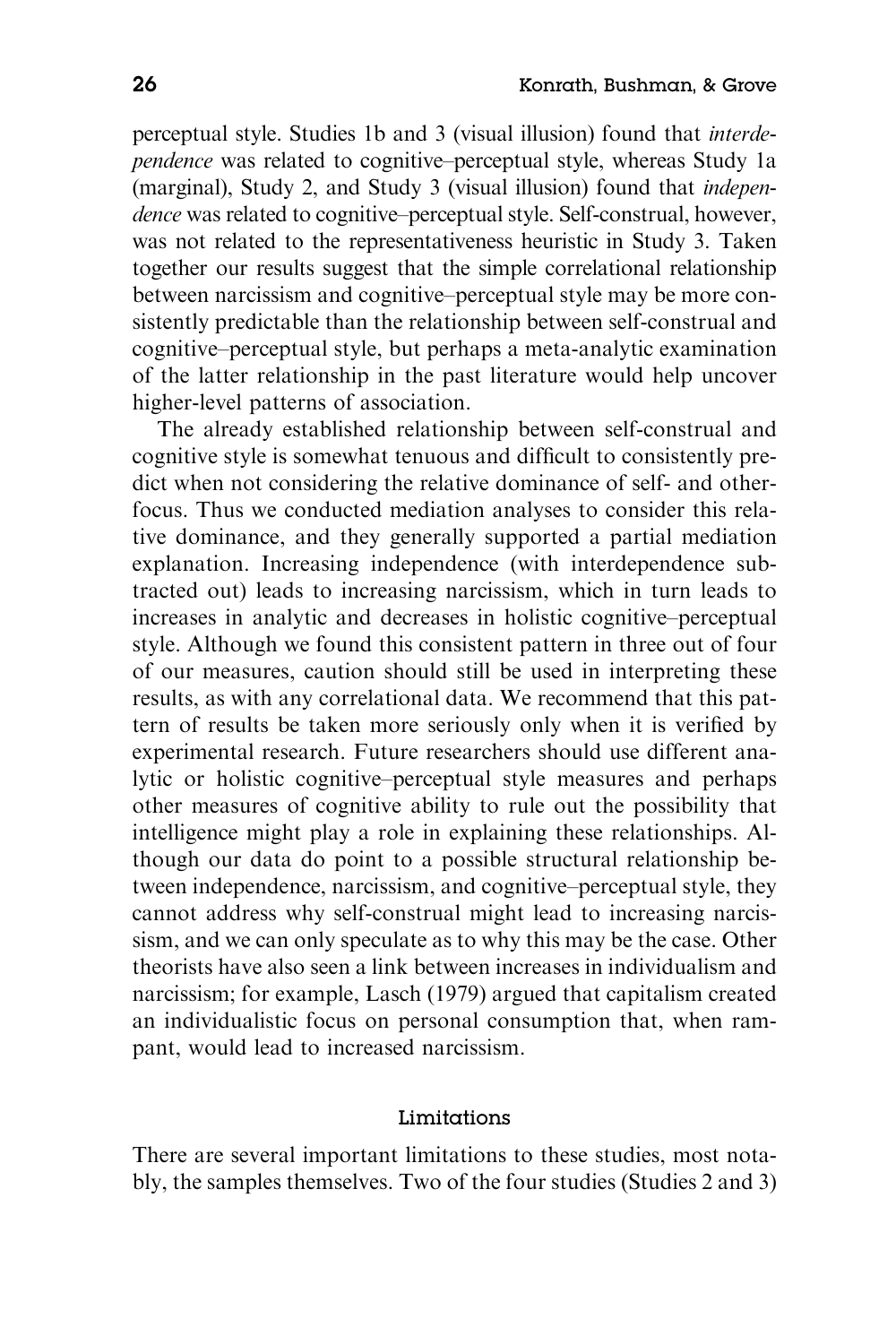perceptual style. Studies 1b and 3 (visual illusion) found that *interdependence* was related to cognitive–perceptual style, whereas Study 1a (marginal), Study 2, and Study 3 (visual illusion) found that *independence* was related to cognitive–perceptual style. Self-construal, however, was not related to the representativeness heuristic in Study 3. Taken together our results suggest that the simple correlational relationship between narcissism and cognitive–perceptual style may be more consistently predictable than the relationship between self-construal and cognitive–perceptual style, but perhaps a meta-analytic examination of the latter relationship in the past literature would help uncover higher-level patterns of association.

The already established relationship between self-construal and cognitive style is somewhat tenuous and difficult to consistently predict when not considering the relative dominance of self- and other-focus. Thus we conducted mediation analyses to consider this relative dominance, and they generally supported a partial mediation explanation. Increasing independence (with interdependence subtracted out) leads to increasing narcissism, which in turn leads to increases in analytic and decreases in holistic cognitive–perceptual style. Although we found this consistent pattern in three out of four of our measures, caution should still be used in interpreting these results, as with any correlational data. We recommend that this pattern of results be taken more seriously only when it is verified by experimental research. Future researchers should use different analytic or holistic cognitive–perceptual style measures and perhaps other measures of cognitive ability to rule out the possibility that intelligence might play a role in explaining these relationships. Although our data do point to a possible structural relationship between independence, narcissism, and cognitive–perceptual style, they cannot address why self-construal might lead to increasing narcissism, and we can only speculate as to why this may be the case. Other theorists have also seen a link between increases in individualism and narcissism; for example, Lasch (1979) argued that capitalism created an individualistic focus on personal consumption that, when rampant, would lead to increased narcissism.

## Limitations

There are several important limitations to these studies, most notably, the samples themselves. Two of the four studies (Studies 2 and 3)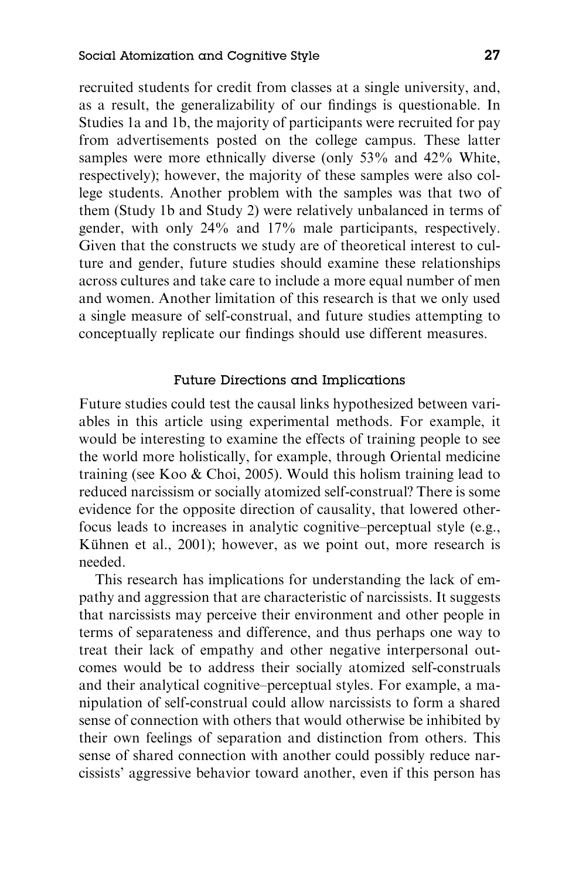recruited students for credit from classes at a single university, and, as a result, the generalizability of our findings is questionable. In Studies 1a and 1b, the majority of participants were recruited for pay from advertisements posted on the college campus. These latter samples were more ethnically diverse (only 53% and 42% White, respectively); however, the majority of these samples were also college students. Another problem with the samples was that two of them (Study 1b and Study 2) were relatively unbalanced in terms of gender, with only 24% and 17% male participants, respectively. Given that the constructs we study are of theoretical interest to culture and gender, future studies should examine these relationships across cultures and take care to include a more equal number of men and women. Another limitation of this research is that we only used a single measure of self-construal, and future studies attempting to conceptually replicate our findings should use different measures.

### Future Directions and Implications

Future studies could test the causal links hypothesized between variables in this article using experimental methods. For example, it would be interesting to examine the effects of training people to see the world more holistically, for example, through Oriental medicine training (see Koo & Choi, 2005). Would this holism training lead to reduced narcissism or socially atomized self-construal? There is some evidence for the opposite direction of causality, that lowered other-focus leads to increases in analytic cognitive–perceptual style (e.g., Kühnen et al., 2001); however, as we point out, more research is needed.

This research has implications for understanding the lack of empathy and aggression that are characteristic of narcissists. It suggests that narcissists may perceive their environment and other people in terms of separateness and difference, and thus perhaps one way to treat their lack of empathy and other negative interpersonal outcomes would be to address their socially atomized self-construals and their analytical cognitive–perceptual styles. For example, a manipulation of self-construal could allow narcissists to form a shared sense of connection with others that would otherwise be inhibited by their own feelings of separation and distinction from others. This sense of shared connection with another could possibly reduce narcissists' aggressive behavior toward another, even if this person has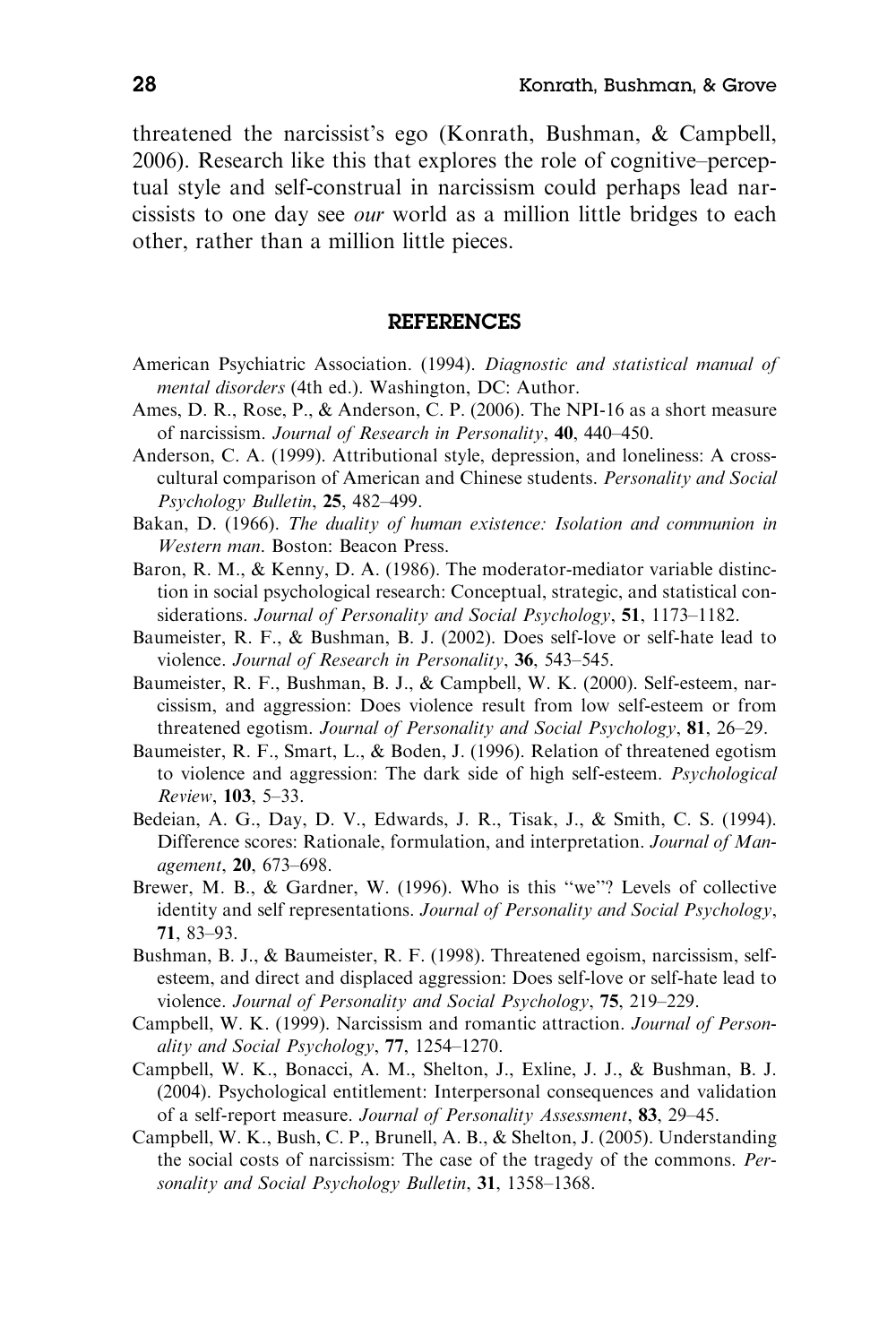threatened the narcissist's ego (Konrath, Bushman, & Campbell, 2006). Research like this that explores the role of cognitive–perceptual style and self-construal in narcissism could perhaps lead narcissists to one day see *our* world as a million little bridges to each other, rather than a million little pieces.

## REFERENCES

American Psychiatric Association. (1994). *Diagnostic and statistical manual of mental disorders* (4th ed.). Washington, DC: Author.

Ames, D. R., Rose, P., & Anderson, C. P. (2006). The NPI-16 as a short measure of narcissism. *Journal of Research in Personality*, **40**, 440–450.

Anderson, C. A. (1999). Attributional style, depression, and loneliness: A cross-cultural comparison of American and Chinese students. *Personality and Social Psychology Bulletin*, **25**, 482–499.

Bakan, D. (1966). *The duality of human existence: Isolation and communion in Western man*. Boston: Beacon Press.

Baron, R. M., & Kenny, D. A. (1986). The moderator-mediator variable distinction in social psychological research: Conceptual, strategic, and statistical considerations. *Journal of Personality and Social Psychology*, **51**, 1173–1182.

Baumeister, R. F., & Bushman, B. J. (2002). Does self-love or self-hate lead to violence. *Journal of Research in Personality*, **36**, 543–545.

Baumeister, R. F., Bushman, B. J., & Campbell, W. K. (2000). Self-esteem, narcissism, and aggression: Does violence result from low self-esteem or from threatened egotism. *Journal of Personality and Social Psychology*, **81**, 26–29.

Baumeister, R. F., Smart, L., & Boden, J. (1996). Relation of threatened egotism to violence and aggression: The dark side of high self-esteem. *Psychological Review*, **103**, 5–33.

Bedeian, A. G., Day, D. V., Edwards, J. R., Tisak, J., & Smith, C. S. (1994). Difference scores: Rationale, formulation, and interpretation. *Journal of Management*, **20**, 673–698.

Brewer, M. B., & Gardner, W. (1996). Who is this "we"? Levels of collective identity and self representations. *Journal of Personality and Social Psychology*, **71**, 83–93.

Bushman, B. J., & Baumeister, R. F. (1998). Threatened egoism, narcissism, self-esteem, and direct and displaced aggression: Does self-love or self-hate lead to violence. *Journal of Personality and Social Psychology*, **75**, 219–229.

Campbell, W. K. (1999). Narcissism and romantic attraction. *Journal of Personality and Social Psychology*, 77, 1254–1270.

Campbell, W. K., Bonacci, A. M., Shelton, J., Exline, J. J., & Bushman, B. J. (2004). Psychological entitlement: Interpersonal consequences and validation of a self-report measure. *Journal of Personality Assessment*, **83**, 29–45.

Campbell, W. K., Bush, C. P., Brunell, A. B., & Shelton, J. (2005). Understanding the social costs of narcissism: The case of the tragedy of the commons. *Personality and Social Psychology Bulletin*, **31**, 1358–1368.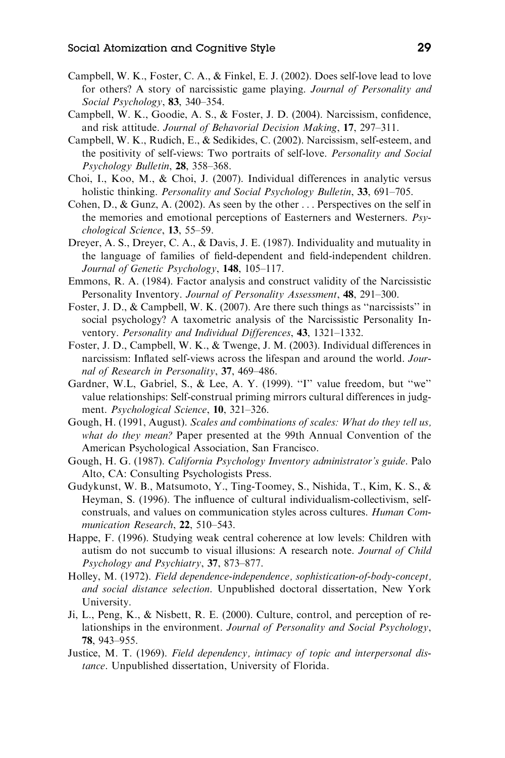Campbell, W. K., Foster, C. A., & Finkel, E. J. (2002). Does self-love lead to love for others? A story of narcissistic game playing. *Journal of Personality and Social Psychology*, **83**, 340–354.

Campbell, W. K., Goodie, A. S., & Foster, J. D. (2004). Narcissism, confidence, and risk attitude. *Journal of Behavorial Decision Making*, **17**, 297–311.

Campbell, W. K., Rudich, E., & Sedikides, C. (2002). Narcissism, self-esteem, and the positivity of self-views: Two portraits of self-love. *Personality and Social Psychology Bulletin*, **28**, 358–368.

Choi, I., Koo, M., & Choi, J. (2007). Individual differences in analytic versus holistic thinking. *Personality and Social Psychology Bulletin*, **33**, 691–705.

Cohen, D., & Gunz, A. (2002). As seen by the other . . . Perspectives on the self in the memories and emotional perceptions of Easterners and Westerners. *Psychological Science*, **13**, 55–59.

Dreyer, A. S., Dreyer, C. A., & Davis, J. E. (1987). Individuality and mutuality in the language of families of field-dependent and field-independent children. *Journal of Genetic Psychology*, **148**, 105–117.

Emmons, R. A. (1984). Factor analysis and construct validity of the Narcissistic Personality Inventory. *Journal of Personality Assessment*, **48**, 291–300.

Foster, J. D., & Campbell, W. K. (2007). Are there such things as ''narcissists'' in social psychology? A taxometric analysis of the Narcissistic Personality Inventory. *Personality and Individual Differences*, **43**, 1321–1332.

Foster, J. D., Campbell, W. K., & Twenge, J. M. (2003). Individual differences in narcissism: Inflated self-views across the lifespan and around the world. *Journal of Research in Personality*, **37**, 469–486.

Gardner, W.L, Gabriel, S., & Lee, A. Y. (1999). ''I'' value freedom, but ''we'' value relationships: Self-construal priming mirrors cultural differences in judgment. *Psychological Science*, **10**, 321–326.

Gough, H. (1991, August). *Scales and combinations of scales: What do they tell us, what do they mean?* Paper presented at the 99th Annual Convention of the American Psychological Association, San Francisco.

Gough, H. G. (1987). *California Psychology Inventory administrator's guide*. Palo Alto, CA: Consulting Psychologists Press.

Gudykunst, W. B., Matsumoto, Y., Ting-Toomey, S., Nishida, T., Kim, K. S., & Heyman, S. (1996). The influence of cultural individualism-collectivism, self-construals, and values on communication styles across cultures. *Human Communication Research*, **22**, 510–543.

Happe, F. (1996). Studying weak central coherence at low levels: Children with autism do not succumb to visual illusions: A research note. *Journal of Child Psychology and Psychiatry*, **37**, 873–877.

Holley, M. (1972). *Field dependence-independence, sophistication-of-body-concept, and social distance selection*. Unpublished doctoral dissertation, New York University.

Ji, L., Peng, K., & Nisbett, R. E. (2000). Culture, control, and perception of relationships in the environment. *Journal of Personality and Social Psychology*, **78**, 943–955.

Justice, M. T. (1969). *Field dependency, intimacy of topic and interpersonal distance*. Unpublished dissertation, University of Florida.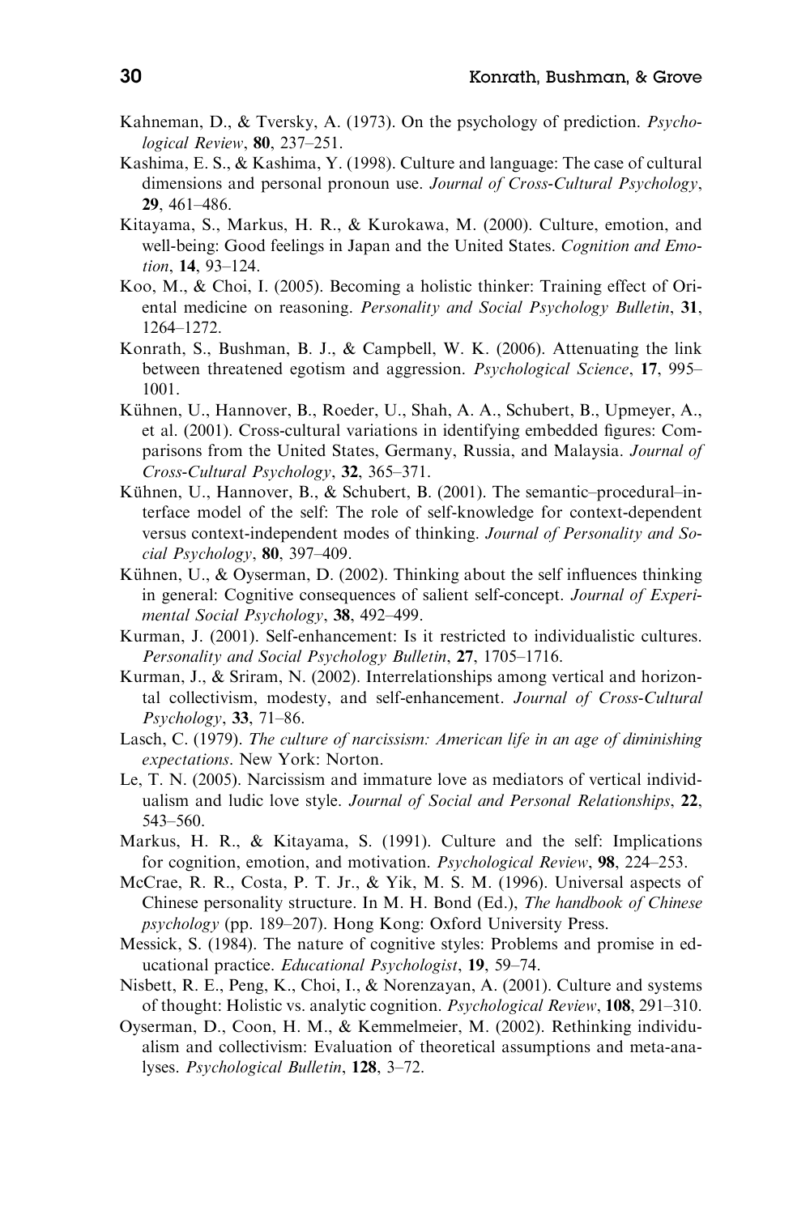Kahneman, D., & Tversky, A. (1973). On the psychology of prediction. *Psychological Review*, **80**, 237–251.

Kashima, E. S., & Kashima, Y. (1998). Culture and language: The case of cultural dimensions and personal pronoun use. *Journal of Cross-Cultural Psychology*, **29**, 461–486.

Kitayama, S., Markus, H. R., & Kurokawa, M. (2000). Culture, emotion, and well-being: Good feelings in Japan and the United States. *Cognition and Emotion*, **14**, 93–124.

Koo, M., & Choi, I. (2005). Becoming a holistic thinker: Training effect of Oriental medicine on reasoning. *Personality and Social Psychology Bulletin*, **31**, 1264–1272.

Konrath, S., Bushman, B. J., & Campbell, W. K. (2006). Attenuating the link between threatened egotism and aggression. *Psychological Science*, **17**, 995–1001.

Kühnen, U., Hannover, B., Roeder, U., Shah, A. A., Schubert, B., Upmeyer, A., et al. (2001). Cross-cultural variations in identifying embedded figures: Comparisons from the United States, Germany, Russia, and Malaysia. *Journal of Cross-Cultural Psychology*, **32**, 365–371.

Kühnen, U., Hannover, B., & Schubert, B. (2001). The semantic–procedural–interface model of the self: The role of self-knowledge for context-dependent versus context-independent modes of thinking. *Journal of Personality and Social Psychology*, **80**, 397–409.

Kühnen, U., & Oyserman, D. (2002). Thinking about the self influences thinking in general: Cognitive consequences of salient self-concept. *Journal of Experimental Social Psychology*, **38**, 492–499.

Kurman, J. (2001). Self-enhancement: Is it restricted to individualistic cultures. *Personality and Social Psychology Bulletin*, **27**, 1705–1716.

Kurman, J., & Sriram, N. (2002). Interrelationships among vertical and horizontal collectivism, modesty, and self-enhancement. *Journal of Cross-Cultural Psychology*, **33**, 71–86.

Lasch, C. (1979). *The culture of narcissism: American life in an age of diminishing expectations*. New York: Norton.

Le, T. N. (2005). Narcissism and immature love as mediators of vertical individualism and ludic love style. *Journal of Social and Personal Relationships*, **22**, 543–560.

Markus, H. R., & Kitayama, S. (1991). Culture and the self: Implications for cognition, emotion, and motivation. *Psychological Review*, **98**, 224–253.

McCrae, R. R., Costa, P. T. Jr., & Yik, M. S. M. (1996). Universal aspects of Chinese personality structure. In M. H. Bond (Ed.), *The handbook of Chinese psychology* (pp. 189–207). Hong Kong: Oxford University Press.

Messick, S. (1984). The nature of cognitive styles: Problems and promise in educational practice. *Educational Psychologist*, **19**, 59–74.

Nisbett, R. E., Peng, K., Choi, I., & Norenzayan, A. (2001). Culture and systems of thought: Holistic vs. analytic cognition. *Psychological Review*, **108**, 291–310.

Oyserman, D., Coon, H. M., & Kemmelmeier, M. (2002). Rethinking individualism and collectivism: Evaluation of theoretical assumptions and meta-analyses. *Psychological Bulletin*, **128**, 3–72.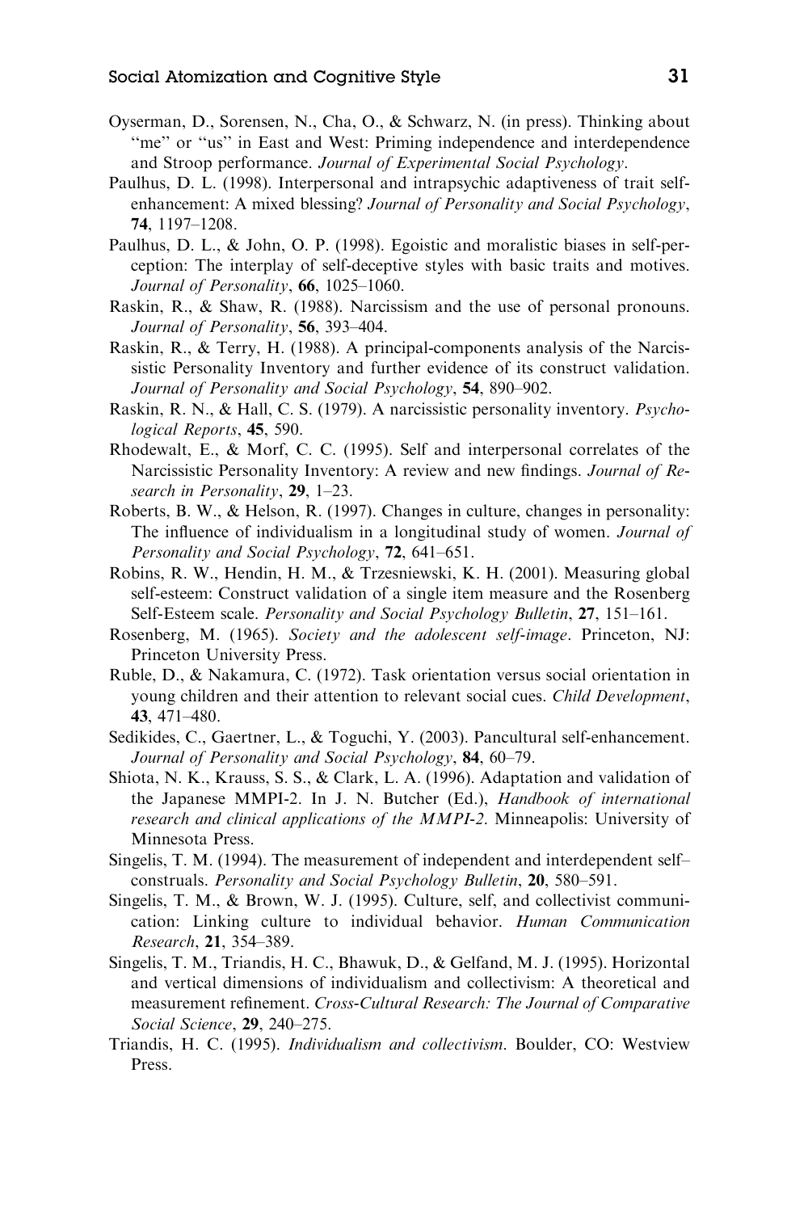Oyserman, D., Sorensen, N., Cha, O., & Schwarz, N. (in press). Thinking about "me" or "us" in East and West: Priming independence and interdependence and Stroop performance. *Journal of Experimental Social Psychology*.

Paulhus, D. L. (1998). Interpersonal and intrapsychic adaptiveness of trait self-enhancement: A mixed blessing? *Journal of Personality and Social Psychology*, **74**, 1197–1208.

Paulhus, D. L., & John, O. P. (1998). Egoistic and moralistic biases in self-perception: The interplay of self-deceptive styles with basic traits and motives. *Journal of Personality*, **66**, 1025–1060.

Raskin, R., & Shaw, R. (1988). Narcissism and the use of personal pronouns. *Journal of Personality*, **56**, 393–404.

Raskin, R., & Terry, H. (1988). A principal-components analysis of the Narcissistic Personality Inventory and further evidence of its construct validation. *Journal of Personality and Social Psychology*, **54**, 890–902.

Raskin, R. N., & Hall, C. S. (1979). A narcissistic personality inventory. *Psychological Reports*, **45**, 590.

Rhodewalt, E., & Morf, C. C. (1995). Self and interpersonal correlates of the Narcissistic Personality Inventory: A review and new findings. *Journal of Research in Personality*, **29**, 1–23.

Roberts, B. W., & Helson, R. (1997). Changes in culture, changes in personality: The influence of individualism in a longitudinal study of women. *Journal of Personality and Social Psychology*, **72**, 641–651.

Robins, R. W., Hendin, H. M., & Trzesniewski, K. H. (2001). Measuring global self-esteem: Construct validation of a single item measure and the Rosenberg Self-Esteem scale. *Personality and Social Psychology Bulletin*, **27**, 151–161.

Rosenberg, M. (1965). *Society and the adolescent self-image*. Princeton, NJ: Princeton University Press.

Ruble, D., & Nakamura, C. (1972). Task orientation versus social orientation in young children and their attention to relevant social cues. *Child Development*, **43**, 471–480.

Sedikides, C., Gaertner, L., & Toguchi, Y. (2003). Pancultural self-enhancement. *Journal of Personality and Social Psychology*, **84**, 60–79.

Shiota, N. K., Krauss, S. S., & Clark, L. A. (1996). Adaptation and validation of the Japanese MMPI-2. In J. N. Butcher (Ed.), *Handbook of international research and clinical applications of the MMPI-2*. Minneapolis: University of Minnesota Press.

Singelis, T. M. (1994). The measurement of independent and interdependent self–construals. *Personality and Social Psychology Bulletin*, **20**, 580–591.

Singelis, T. M., & Brown, W. J. (1995). Culture, self, and collectivist communication: Linking culture to individual behavior. *Human Communication Research*, **21**, 354–389.

Singelis, T. M., Triandis, H. C., Bhawuk, D., & Gelfand, M. J. (1995). Horizontal and vertical dimensions of individualism and collectivism: A theoretical and measurement refinement. *Cross-Cultural Research: The Journal of Comparative Social Science*, **29**, 240–275.

Triandis, H. C. (1995). *Individualism and collectivism*. Boulder, CO: Westview Press.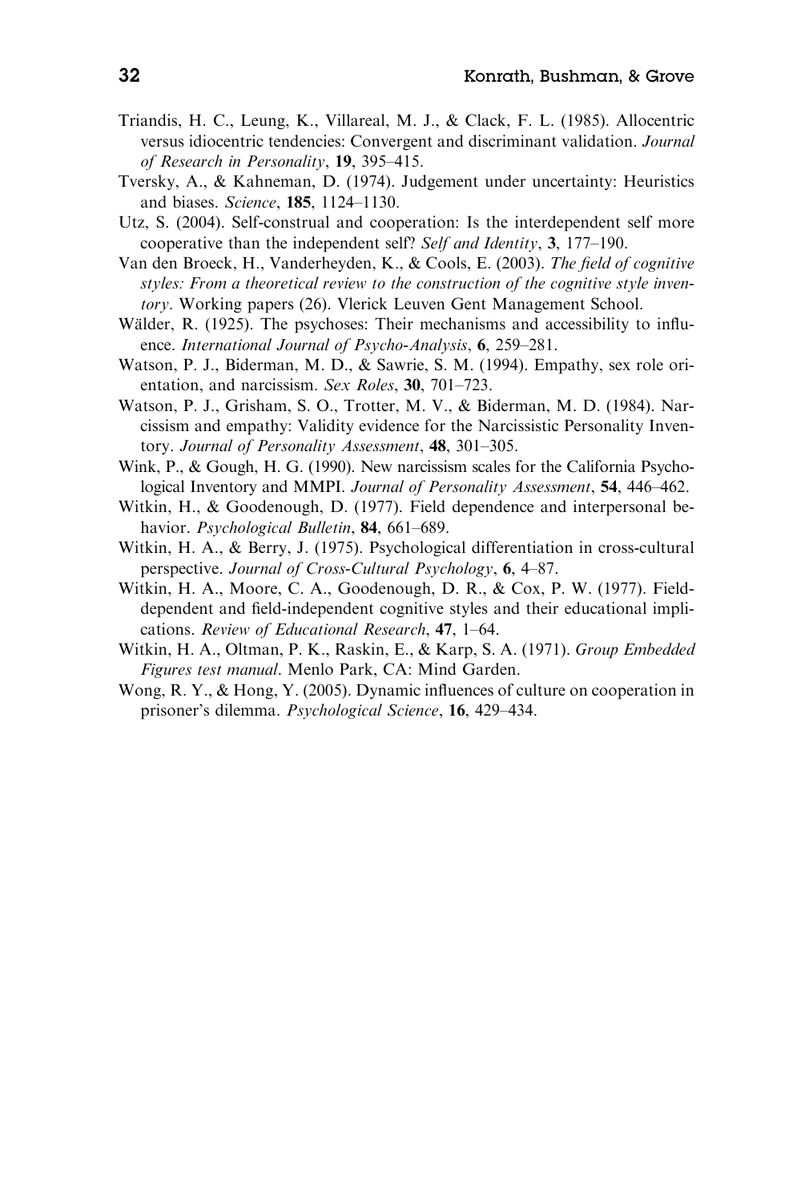Triandis, H. C., Leung, K., Villareal, M. J., & Clack, F. L. (1985). Allocentric versus idiocentric tendencies: Convergent and discriminant validation. *Journal of Research in Personality*, **19**, 395–415.

Tversky, A., & Kahneman, D. (1974). Judgement under uncertainty: Heuristics and biases. *Science*, **185**, 1124–1130.

Utz, S. (2004). Self-construal and cooperation: Is the interdependent self more cooperative than the independent self? *Self and Identity*, **3**, 177–190.

Van den Broeck, H., Vanderheyden, K., & Cools, E. (2003). *The field of cognitive styles: From a theoretical review to the construction of the cognitive style inventory*. Working papers (26). Vlerick Leuven Gent Management School.

Wälder, R. (1925). The psychoses: Their mechanisms and accessibility to influence. *International Journal of Psycho-Analysis*, **6**, 259–281.

Watson, P. J., Biderman, M. D., & Sawrie, S. M. (1994). Empathy, sex role orientation, and narcissism. *Sex Roles*, **30**, 701–723.

Watson, P. J., Grisham, S. O., Trotter, M. V., & Biderman, M. D. (1984). Narcissism and empathy: Validity evidence for the Narcissistic Personality Inventory. *Journal of Personality Assessment*, **48**, 301–305.

Wink, P., & Gough, H. G. (1990). New narcissism scales for the California Psychological Inventory and MMPI. *Journal of Personality Assessment*, **54**, 446–462.

Witkin, H., & Goodenough, D. (1977). Field dependence and interpersonal behavior. *Psychological Bulletin*, **84**, 661–689.

Witkin, H. A., & Berry, J. (1975). Psychological differentiation in cross-cultural perspective. *Journal of Cross-Cultural Psychology*, **6**, 4–87.

Witkin, H. A., Moore, C. A., Goodenough, D. R., & Cox, P. W. (1977). Field-dependent and field-independent cognitive styles and their educational implications. *Review of Educational Research*, **47**, 1–64.

Witkin, H. A., Oltman, P. K., Raskin, E., & Karp, S. A. (1971). *Group Embedded Figures test manual*. Menlo Park, CA: Mind Garden.

Wong, R. Y., & Hong, Y. (2005). Dynamic influences of culture on cooperation in prisoner's dilemma. *Psychological Science*, **16**, 429–434.